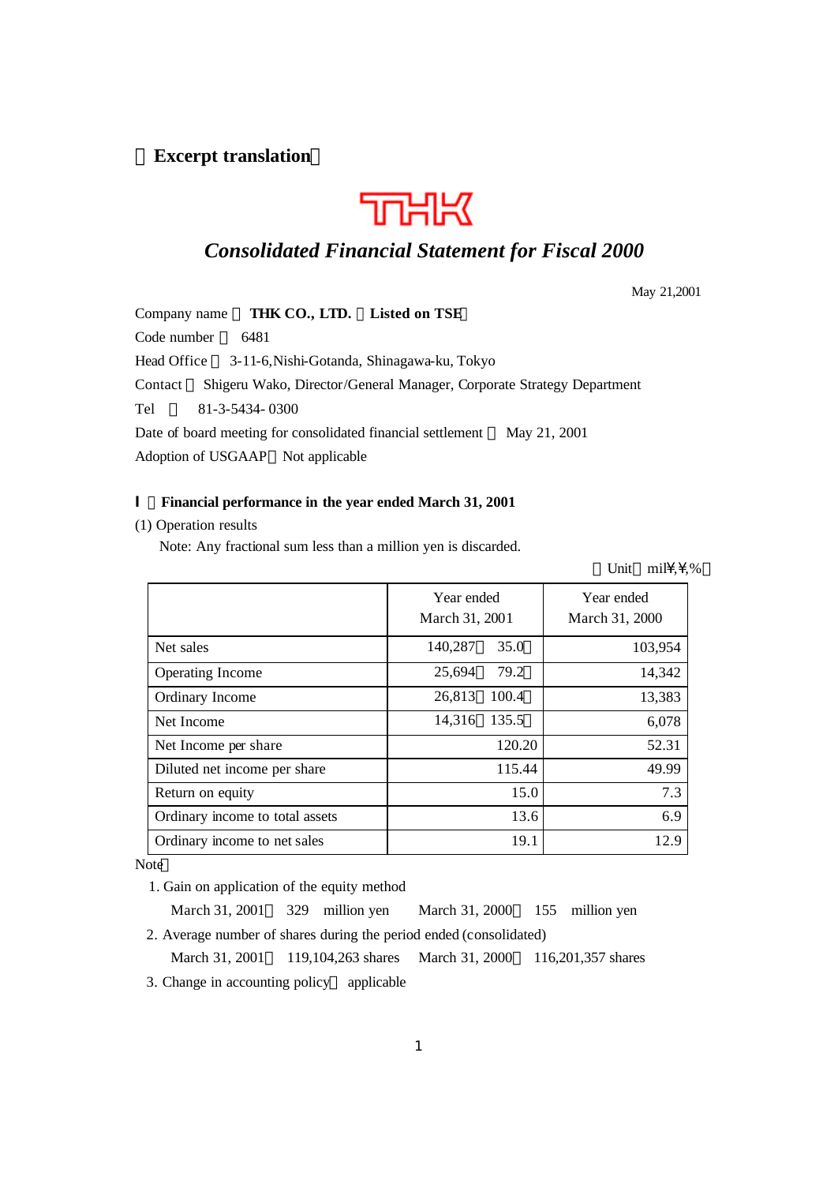（Excerpt translation）

THK

# *Consolidated Financial Statement for Fiscal 2000*

May 21,2001

Company name ： **THK CO., LTD.** （**Listed on TSE**）

Code number ： 6481

Head Office ： 3-11-6,Nishi-Gotanda, Shinagawa-ku, Tokyo

Contact ： Shigeru Wako, Director/General Manager, Corporate Strategy Department

Tel ： 81-3-5434- 0300

Date of board meeting for consolidated financial settlement ： May 21, 2001

Adoption of USGAAP：Not applicable

## Ⅰ．Financial performance in the year ended March 31, 2001

(1) Operation results

Note: Any fractional sum less than a million yen is discarded.

（Unit：mil¥,¥,%）

| | Year ended March 31, 2001 | Year ended March 31, 2000 |
|---|---|---|
| Net sales | 140,287（35.0） | 103,954 |
| Operating Income | 25,694（79.2） | 14,342 |
| Ordinary Income | 26,813（100.4） | 13,383 |
| Net Income | 14,316（135.5） | 6,078 |
| Net Income per share | 120.20 | 52.31 |
| Diluted net income per share | 115.44 | 49.99 |
| Return on equity | 15.0 | 7.3 |
| Ordinary income to total assets | 13.6 | 6.9 |
| Ordinary income to net sales | 19.1 | 12.9 |

Note：

1. Gain on application of the equity method
   March 31, 2001： 329 million yen March 31, 2000： 155 million yen
2. Average number of shares during the period ended (consolidated)
   March 31, 2001： 119,104,263 shares March 31, 2000： 116,201,357 shares
3. Change in accounting policy： applicable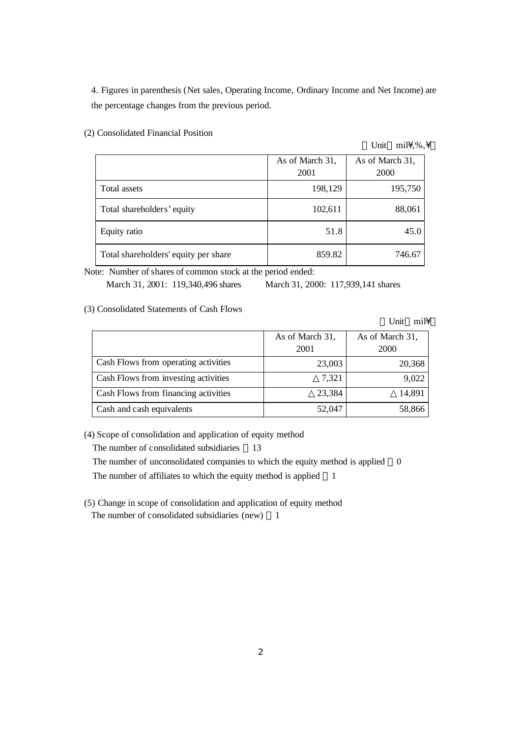4. Figures in parenthesis (Net sales, Operating Income, Ordinary Income and Net Income) are the percentage changes from the previous period.

(2) Consolidated Financial Position

（Unit：mil¥,%,¥）

| | As of March 31, 2001 | As of March 31, 2000 |
|---|---|---|
| Total assets | 198,129 | 195,750 |
| Total shareholders' equity | 102,611 | 88,061 |
| Equity ratio | 51.8 | 45.0 |
| Total shareholders' equity per share | 859.82 | 746.67 |

Note: Number of shares of common stock at the period ended:
March 31, 2001: 119,340,496 shares March 31, 2000: 117,939,141 shares

(3) Consolidated Statements of Cash Flows

（Unit：mil¥）

| | As of March 31, 2001 | As of March 31, 2000 |
|---|---|---|
| Cash Flows from operating activities | 23,003 | 20,368 |
| Cash Flows from investing activities | △7,321 | 9,022 |
| Cash Flows from financing activities | △23,384 | △14,891 |
| Cash and cash equivalents | 52,047 | 58,866 |

(4) Scope of consolidation and application of equity method

The number of consolidated subsidiaries ：13

The number of unconsolidated companies to which the equity method is applied ：0

The number of affiliates to which the equity method is applied ：1

(5) Change in scope of consolidation and application of equity method

The number of consolidated subsidiaries (new) ：1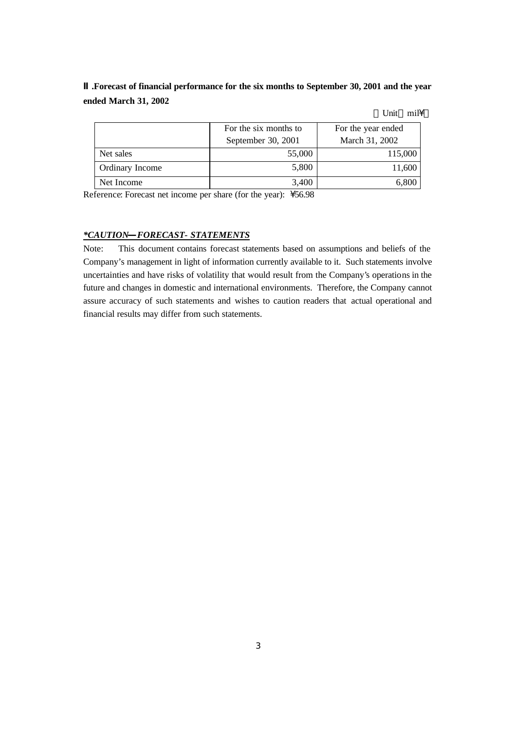## Ⅱ.Forecast of financial performance for the six months to September 30, 2001 and the year ended March 31, 2002

（Unit：mil¥）

| | For the six months to September 30, 2001 | For the year ended March 31, 2002 |
|---|---|---|
| Net sales | 55,000 | 115,000 |
| Ordinary Income | 5,800 | 11,600 |
| Net Income | 3,400 | 6,800 |

Reference: Forecast net income per share (for the year): ¥56.98

***CAUTION―FORECAST- STATEMENTS***

Note: This document contains forecast statements based on assumptions and beliefs of the Company's management in light of information currently available to it. Such statements involve uncertainties and have risks of volatility that would result from the Company's operations in the future and changes in domestic and international environments. Therefore, the Company cannot assure accuracy of such statements and wishes to caution readers that actual operational and financial results may differ from such statements.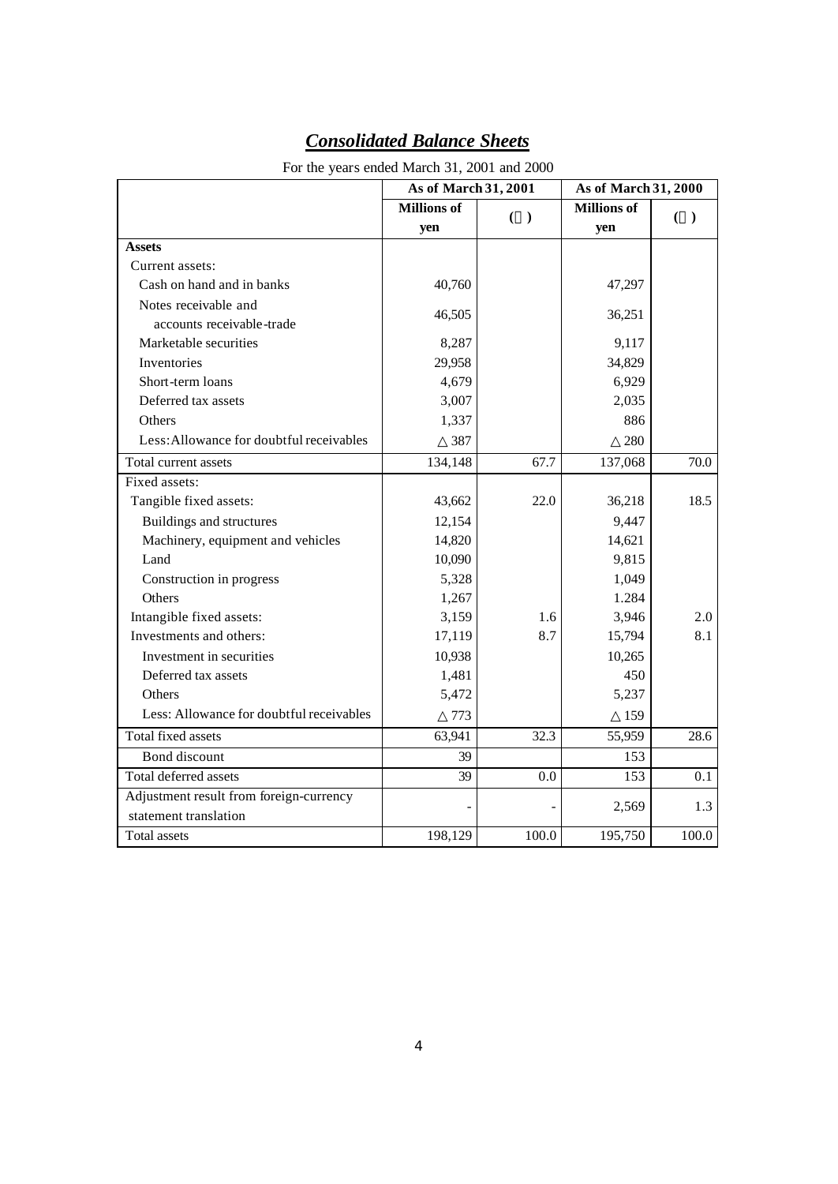# ***Consolidated Balance Sheets***

For the years ended March 31, 2001 and 2000

| | As of March 31, 2001 | | As of March 31, 2000 | |
|---|---|---|---|---|
| | Millions of yen | (％) | Millions of yen | (％) |
| **Assets** | | | | |
| Current assets: | | | | |
| Cash on hand and in banks | 40,760 | | 47,297 | |
| Notes receivable and accounts receivable-trade | 46,505 | | 36,251 | |
| Marketable securities | 8,287 | | 9,117 | |
| Inventories | 29,958 | | 34,829 | |
| Short-term loans | 4,679 | | 6,929 | |
| Deferred tax assets | 3,007 | | 2,035 | |
| Others | 1,337 | | 886 | |
| Less: Allowance for doubtful receivables | △387 | | △280 | |
| Total current assets | 134,148 | 67.7 | 137,068 | 70.0 |
| Fixed assets: | | | | |
| Tangible fixed assets: | 43,662 | 22.0 | 36,218 | 18.5 |
| Buildings and structures | 12,154 | | 9,447 | |
| Machinery, equipment and vehicles | 14,820 | | 14,621 | |
| Land | 10,090 | | 9,815 | |
| Construction in progress | 5,328 | | 1,049 | |
| Others | 1,267 | | 1.284 | |
| Intangible fixed assets: | 3,159 | 1.6 | 3,946 | 2.0 |
| Investments and others: | 17,119 | 8.7 | 15,794 | 8.1 |
| Investment in securities | 10,938 | | 10,265 | |
| Deferred tax assets | 1,481 | | 450 | |
| Others | 5,472 | | 5,237 | |
| Less: Allowance for doubtful receivables | △773 | | △159 | |
| Total fixed assets | 63,941 | 32.3 | 55,959 | 28.6 |
| Bond discount | 39 | | 153 | |
| Total deferred assets | 39 | 0.0 | 153 | 0.1 |
| Adjustment result from foreign-currency statement translation | - | - | 2,569 | 1.3 |
| Total assets | 198,129 | 100.0 | 195,750 | 100.0 |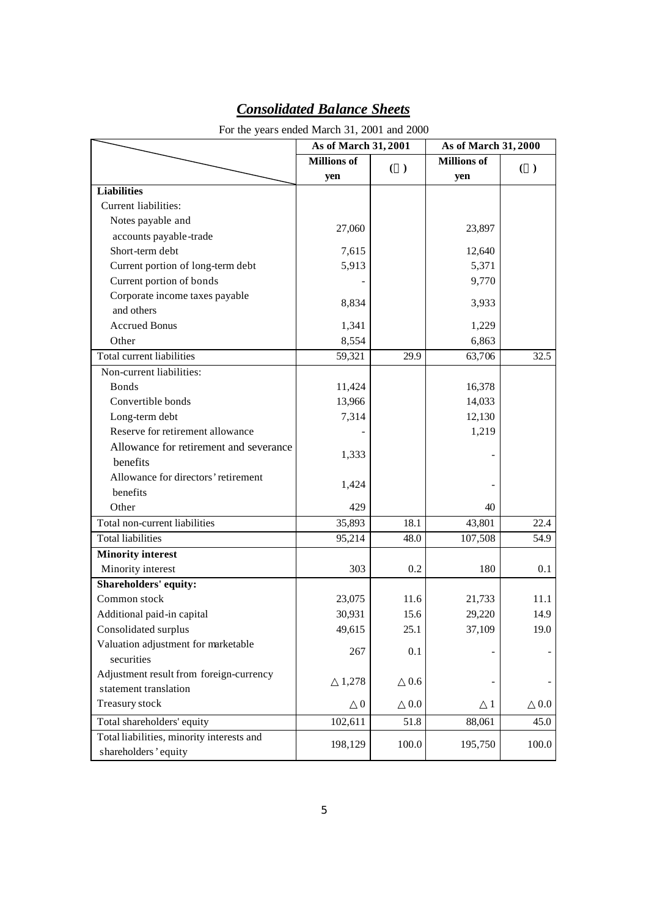# ***Consolidated Balance Sheets***

For the years ended March 31, 2001 and 2000

| | As of March 31, 2001 | | As of March 31, 2000 | |
|---|---|---|---|---|
| | Millions of yen | (％) | Millions of yen | (％) |
| **Liabilities** | | | | |
| Current liabilities: | | | | |
| Notes payable and accounts payable-trade | 27,060 | | 23,897 | |
| Short-term debt | 7,615 | | 12,640 | |
| Current portion of long-term debt | 5,913 | | 5,371 | |
| Current portion of bonds | - | | 9,770 | |
| Corporate income taxes payable and others | 8,834 | | 3,933 | |
| Accrued Bonus | 1,341 | | 1,229 | |
| Other | 8,554 | | 6,863 | |
| Total current liabilities | 59,321 | 29.9 | 63,706 | 32.5 |
| Non-current liabilities: | | | | |
| Bonds | 11,424 | | 16,378 | |
| Convertible bonds | 13,966 | | 14,033 | |
| Long-term debt | 7,314 | | 12,130 | |
| Reserve for retirement allowance | - | | 1,219 | |
| Allowance for retirement and severance benefits | 1,333 | | - | |
| Allowance for directors' retirement benefits | 1,424 | | - | |
| Other | 429 | | 40 | |
| Total non-current liabilities | 35,893 | 18.1 | 43,801 | 22.4 |
| Total liabilities | 95,214 | 48.0 | 107,508 | 54.9 |
| **Minority interest** | | | | |
| Minority interest | 303 | 0.2 | 180 | 0.1 |
| **Shareholders' equity:** | | | | |
| Common stock | 23,075 | 11.6 | 21,733 | 11.1 |
| Additional paid-in capital | 30,931 | 15.6 | 29,220 | 14.9 |
| Consolidated surplus | 49,615 | 25.1 | 37,109 | 19.0 |
| Valuation adjustment for marketable securities | 267 | 0.1 | - | - |
| Adjustment result from foreign-currency statement translation | △1,278 | △0.6 | - | - |
| Treasury stock | △0 | △0.0 | △1 | △0.0 |
| Total shareholders' equity | 102,611 | 51.8 | 88,061 | 45.0 |
| Total liabilities, minority interests and shareholders' equity | 198,129 | 100.0 | 195,750 | 100.0 |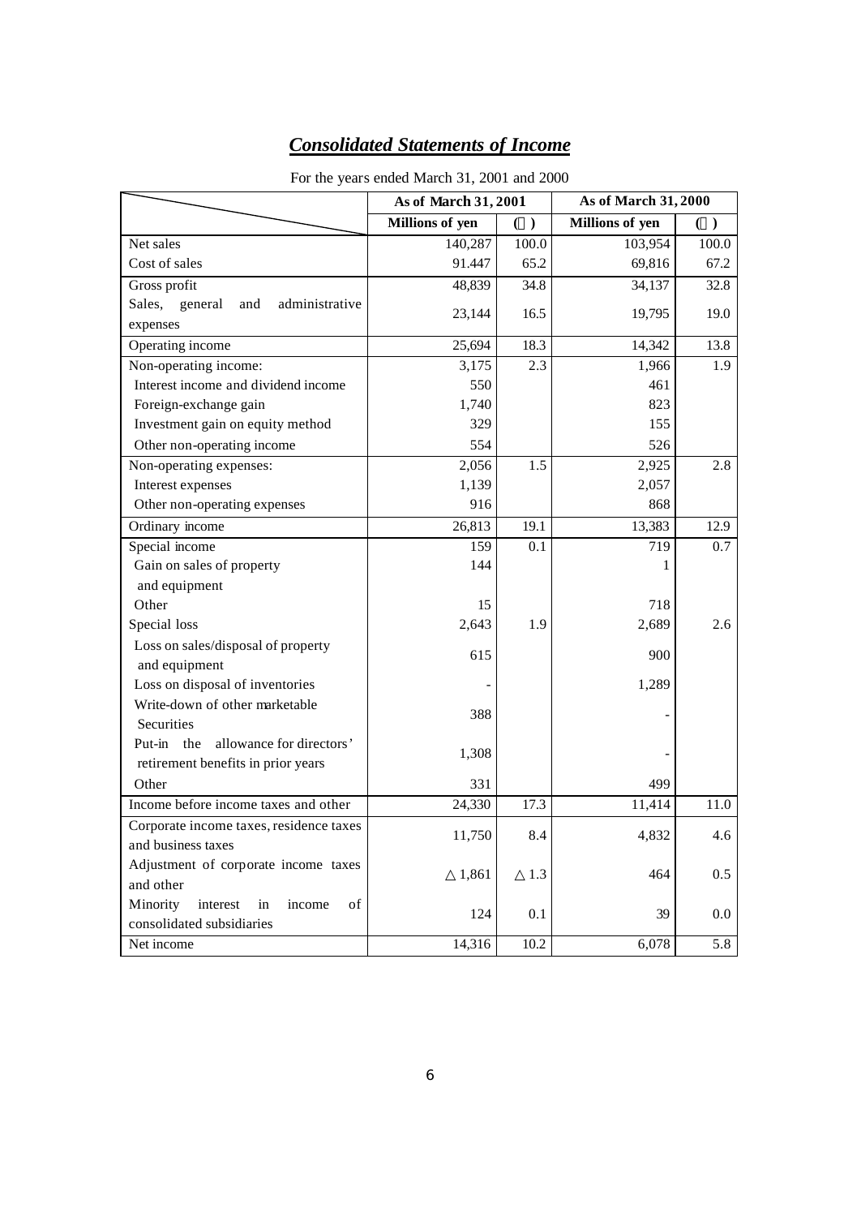# ***Consolidated Statements of Income***

For the years ended March 31, 2001 and 2000

| | As of March 31, 2001 | | As of March 31, 2000 | |
|---|---|---|---|---|
| | Millions of yen | ( ) | Millions of yen | ( ) |
| Net sales | 140,287 | 100.0 | 103,954 | 100.0 |
| Cost of sales | 91.447 | 65.2 | 69,816 | 67.2 |
| Gross profit | 48,839 | 34.8 | 34,137 | 32.8 |
| Sales, general and administrative expenses | 23,144 | 16.5 | 19,795 | 19.0 |
| Operating income | 25,694 | 18.3 | 14,342 | 13.8 |
| Non-operating income: | 3,175 | 2.3 | 1,966 | 1.9 |
| Interest income and dividend income | 550 | | 461 | |
| Foreign-exchange gain | 1,740 | | 823 | |
| Investment gain on equity method | 329 | | 155 | |
| Other non-operating income | 554 | | 526 | |
| Non-operating expenses: | 2,056 | 1.5 | 2,925 | 2.8 |
| Interest expenses | 1,139 | | 2,057 | |
| Other non-operating expenses | 916 | | 868 | |
| Ordinary income | 26,813 | 19.1 | 13,383 | 12.9 |
| Special income | 159 | 0.1 | 719 | 0.7 |
| Gain on sales of property and equipment | 144 | | 1 | |
| Other | 15 | | 718 | |
| Special loss | 2,643 | 1.9 | 2,689 | 2.6 |
| Loss on sales/disposal of property and equipment | 615 | | 900 | |
| Loss on disposal of inventories | - | | 1,289 | |
| Write-down of other marketable Securities | 388 | | - | |
| Put-in the allowance for directors' retirement benefits in prior years | 1,308 | | - | |
| Other | 331 | | 499 | |
| Income before income taxes and other | 24,330 | 17.3 | 11,414 | 11.0 |
| Corporate income taxes, residence taxes and business taxes | 11,750 | 8.4 | 4,832 | 4.6 |
| Adjustment of corporate income taxes and other | △1,861 | △1.3 | 464 | 0.5 |
| Minority interest in income of consolidated subsidiaries | 124 | 0.1 | 39 | 0.0 |
| Net income | 14,316 | 10.2 | 6,078 | 5.8 |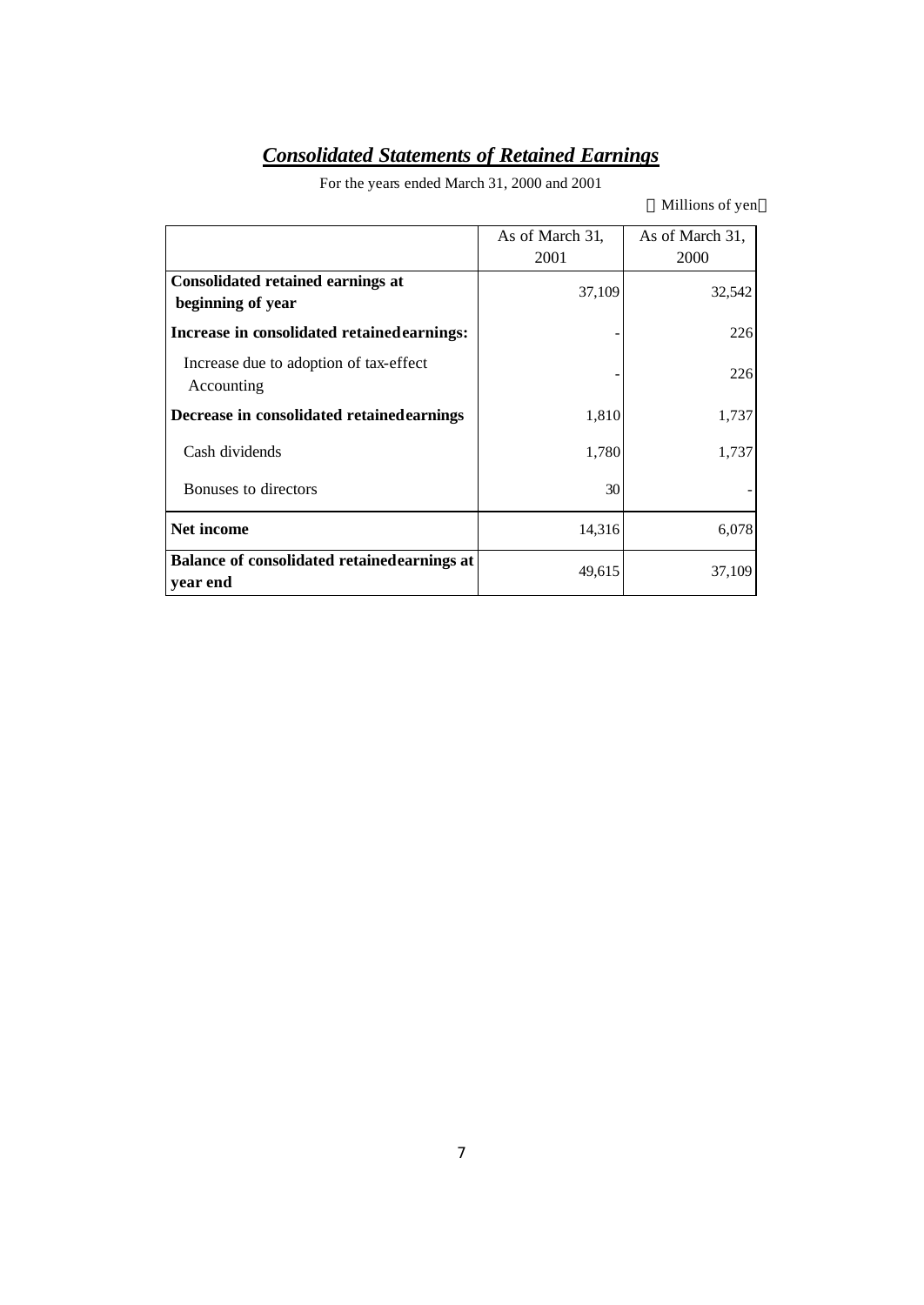# ***Consolidated Statements of Retained Earnings***

For the years ended March 31, 2000 and 2001

（Millions of yen）

| | As of March 31, 2001 | As of March 31, 2000 |
|---|---|---|
| **Consolidated retained earnings at beginning of year** | 37,109 | 32,542 |
| **Increase in consolidated retained earnings:** | - | 226 |
| Increase due to adoption of tax-effect Accounting | - | 226 |
| **Decrease in consolidated retained earnings** | 1,810 | 1,737 |
| Cash dividends | 1,780 | 1,737 |
| Bonuses to directors | 30 | - |
| **Net income** | 14,316 | 6,078 |
| **Balance of consolidated retained earnings at year end** | 49,615 | 37,109 |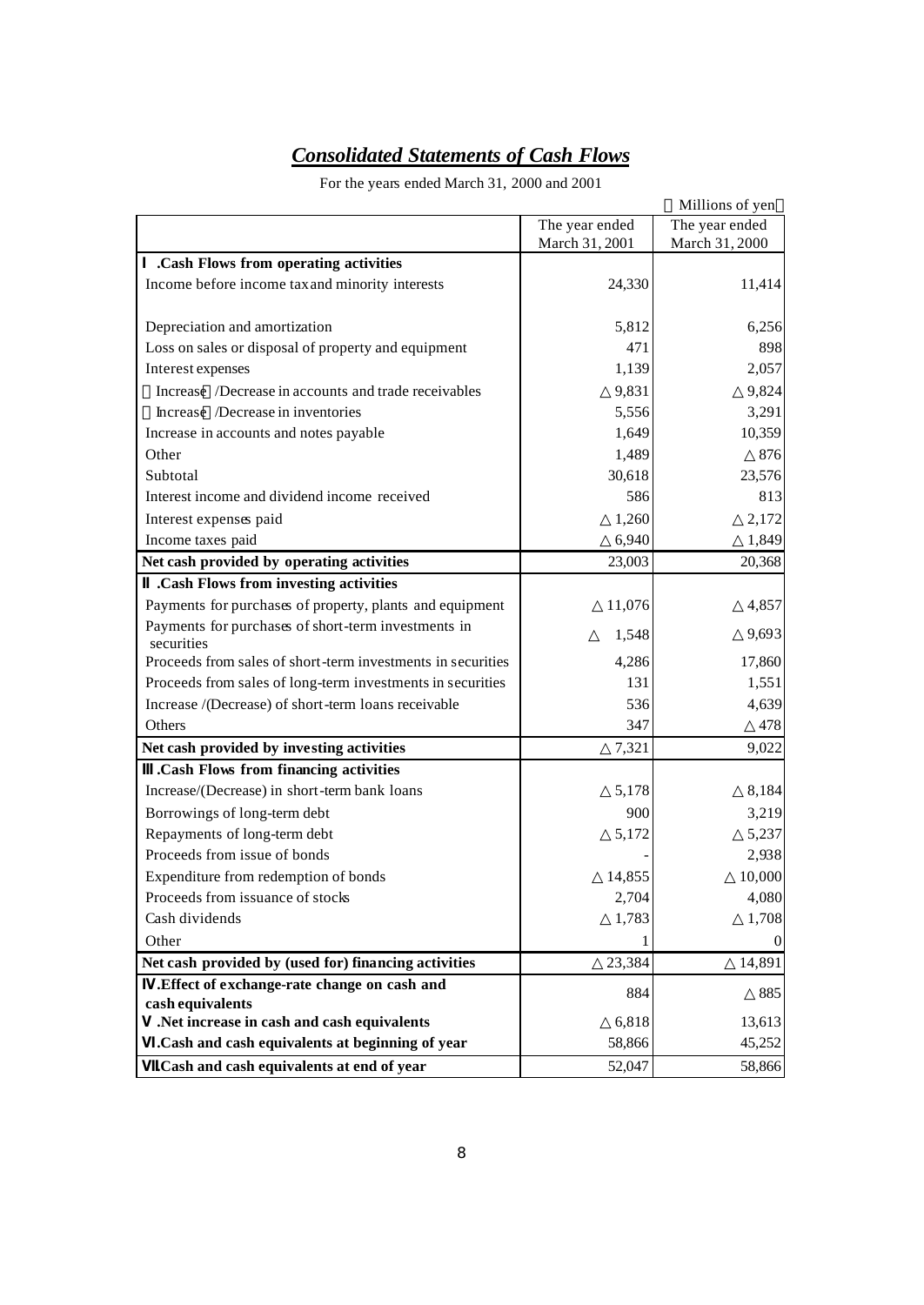# *Consolidated Statements of Cash Flows*

For the years ended March 31, 2000 and 2001

（Millions of yen）

| | The year ended March 31, 2001 | The year ended March 31, 2000 |
|---|---|---|
| **Ⅰ.Cash Flows from operating activities** | | |
| Income before income tax and minority interests | 24,330 | 11,414 |
| Depreciation and amortization | 5,812 | 6,256 |
| Loss on sales or disposal of property and equipment | 471 | 898 |
| Interest expenses | 1,139 | 2,057 |
| （Increase）/Decrease in accounts and trade receivables | △9,831 | △9,824 |
| （Increase）/Decrease in inventories | 5,556 | 3,291 |
| Increase in accounts and notes payable | 1,649 | 10,359 |
| Other | 1,489 | △876 |
| Subtotal | 30,618 | 23,576 |
| Interest income and dividend income received | 586 | 813 |
| Interest expenses paid | △1,260 | △2,172 |
| Income taxes paid | △6,940 | △1,849 |
| **Net cash provided by operating activities** | 23,003 | 20,368 |
| **Ⅱ.Cash Flows from investing activities** | | |
| Payments for purchases of property, plants and equipment | △11,076 | △4,857 |
| Payments for purchases of short-term investments in securities | △ 1,548 | △9,693 |
| Proceeds from sales of short-term investments in securities | 4,286 | 17,860 |
| Proceeds from sales of long-term investments in securities | 131 | 1,551 |
| Increase /(Decrease) of short-term loans receivable | 536 | 4,639 |
| Others | 347 | △478 |
| **Net cash provided by investing activities** | △7,321 | 9,022 |
| **Ⅲ.Cash Flows from financing activities** | | |
| Increase/(Decrease) in short-term bank loans | △5,178 | △8,184 |
| Borrowings of long-term debt | 900 | 3,219 |
| Repayments of long-term debt | △5,172 | △5,237 |
| Proceeds from issue of bonds | - | 2,938 |
| Expenditure from redemption of bonds | △14,855 | △10,000 |
| Proceeds from issuance of stocks | 2,704 | 4,080 |
| Cash dividends | △1,783 | △1,708 |
| Other | 1 | 0 |
| **Net cash provided by (used for) financing activities** | △23,384 | △14,891 |
| **Ⅳ.Effect of exchange-rate change on cash and cash equivalents** | 884 | △885 |
| **Ⅴ.Net increase in cash and cash equivalents** | △6,818 | 13,613 |
| **Ⅵ.Cash and cash equivalents at beginning of year** | 58,866 | 45,252 |
| **Ⅶ.Cash and cash equivalents at end of year** | 52,047 | 58,866 |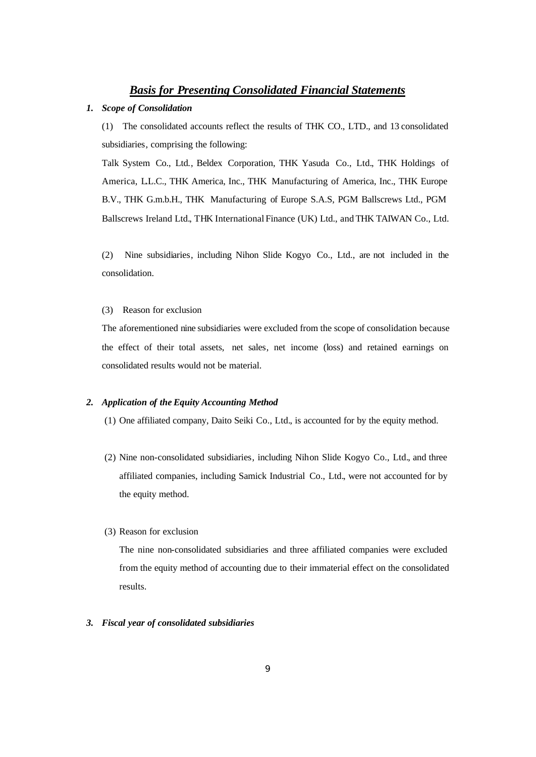## *Basis for Presenting Consolidated Financial Statements*

### *1. Scope of Consolidation*

(1) The consolidated accounts reflect the results of THK CO., LTD., and 13 consolidated subsidiaries, comprising the following:

Talk System Co., Ltd., Beldex Corporation, THK Yasuda Co., Ltd., THK Holdings of America, L.L.C., THK America, Inc., THK Manufacturing of America, Inc., THK Europe B.V., THK G.m.b.H., THK Manufacturing of Europe S.A.S, PGM Ballscrews Ltd., PGM Ballscrews Ireland Ltd., THK International Finance (UK) Ltd., and THK TAIWAN Co., Ltd.

(2) Nine subsidiaries, including Nihon Slide Kogyo Co., Ltd., are not included in the consolidation.

(3) Reason for exclusion

The aforementioned nine subsidiaries were excluded from the scope of consolidation because the effect of their total assets, net sales, net income (loss) and retained earnings on consolidated results would not be material.

### *2. Application of the Equity Accounting Method*

(1) One affiliated company, Daito Seiki Co., Ltd., is accounted for by the equity method.

(2) Nine non-consolidated subsidiaries, including Nihon Slide Kogyo Co., Ltd., and three affiliated companies, including Samick Industrial Co., Ltd., were not accounted for by the equity method.

(3) Reason for exclusion

The nine non-consolidated subsidiaries and three affiliated companies were excluded from the equity method of accounting due to their immaterial effect on the consolidated results.

### *3. Fiscal year of consolidated subsidiaries*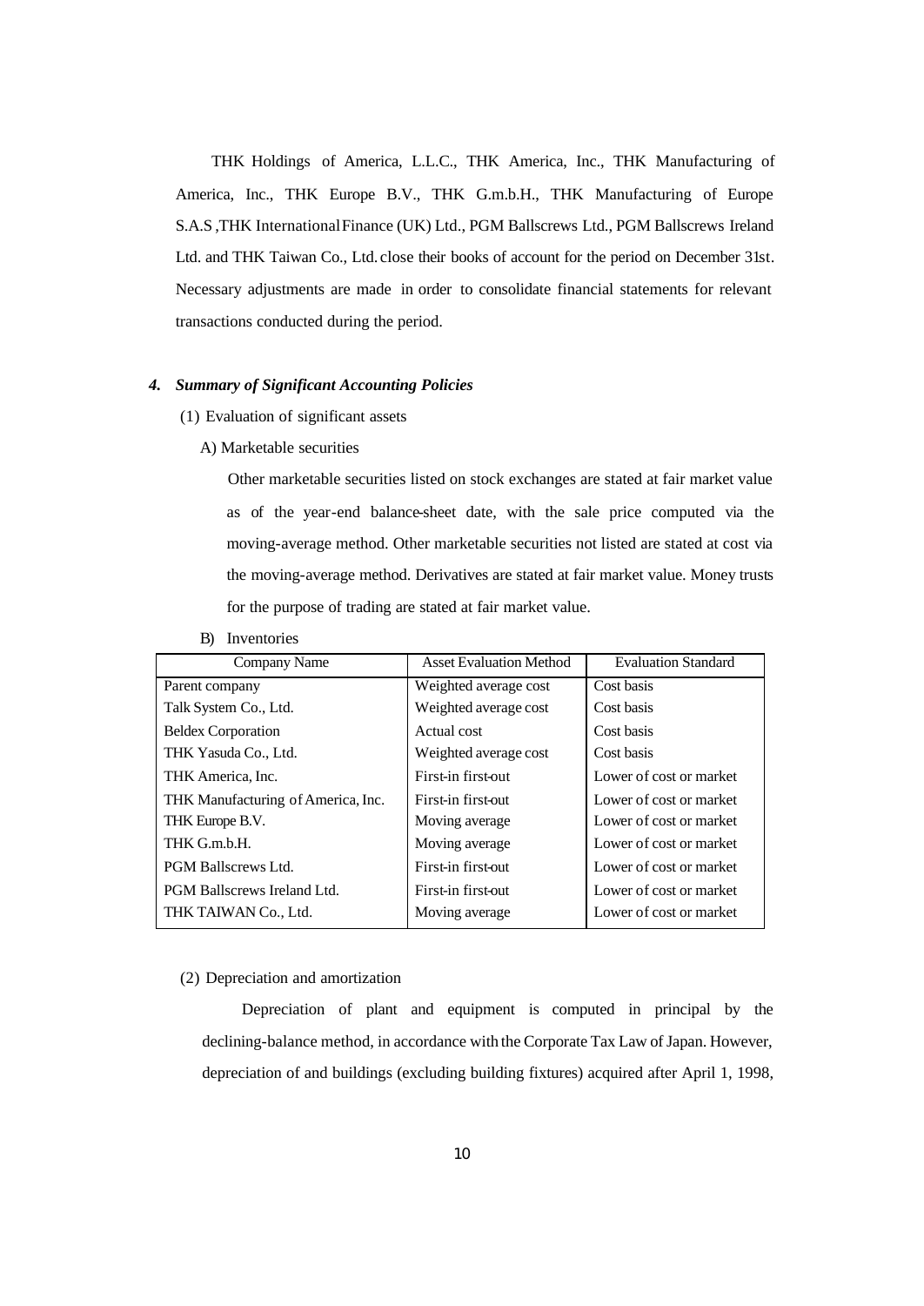THK Holdings of America, L.L.C., THK America, Inc., THK Manufacturing of America, Inc., THK Europe B.V., THK G.m.b.H., THK Manufacturing of Europe S.A.S ,THK International Finance (UK) Ltd., PGM Ballscrews Ltd., PGM Ballscrews Ireland Ltd. and THK Taiwan Co., Ltd. close their books of account for the period on December 31st. Necessary adjustments are made in order to consolidate financial statements for relevant transactions conducted during the period.

### *4. Summary of Significant Accounting Policies*

(1) Evaluation of significant assets

A) Marketable securities

Other marketable securities listed on stock exchanges are stated at fair market value as of the year-end balance-sheet date, with the sale price computed via the moving-average method. Other marketable securities not listed are stated at cost via the moving-average method. Derivatives are stated at fair market value. Money trusts for the purpose of trading are stated at fair market value.

B) Inventories

| Company Name | Asset Evaluation Method | Evaluation Standard |
|---|---|---|
| Parent company | Weighted average cost | Cost basis |
| Talk System Co., Ltd. | Weighted average cost | Cost basis |
| Beldex Corporation | Actual cost | Cost basis |
| THK Yasuda Co., Ltd. | Weighted average cost | Cost basis |
| THK America, Inc. | First-in first-out | Lower of cost or market |
| THK Manufacturing of America, Inc. | First-in first-out | Lower of cost or market |
| THK Europe B.V. | Moving average | Lower of cost or market |
| THK G.m.b.H. | Moving average | Lower of cost or market |
| PGM Ballscrews Ltd. | First-in first-out | Lower of cost or market |
| PGM Ballscrews Ireland Ltd. | First-in first-out | Lower of cost or market |
| THK TAIWAN Co., Ltd. | Moving average | Lower of cost or market |

(2) Depreciation and amortization

Depreciation of plant and equipment is computed in principal by the declining-balance method, in accordance with the Corporate Tax Law of Japan. However, depreciation of and buildings (excluding building fixtures) acquired after April 1, 1998,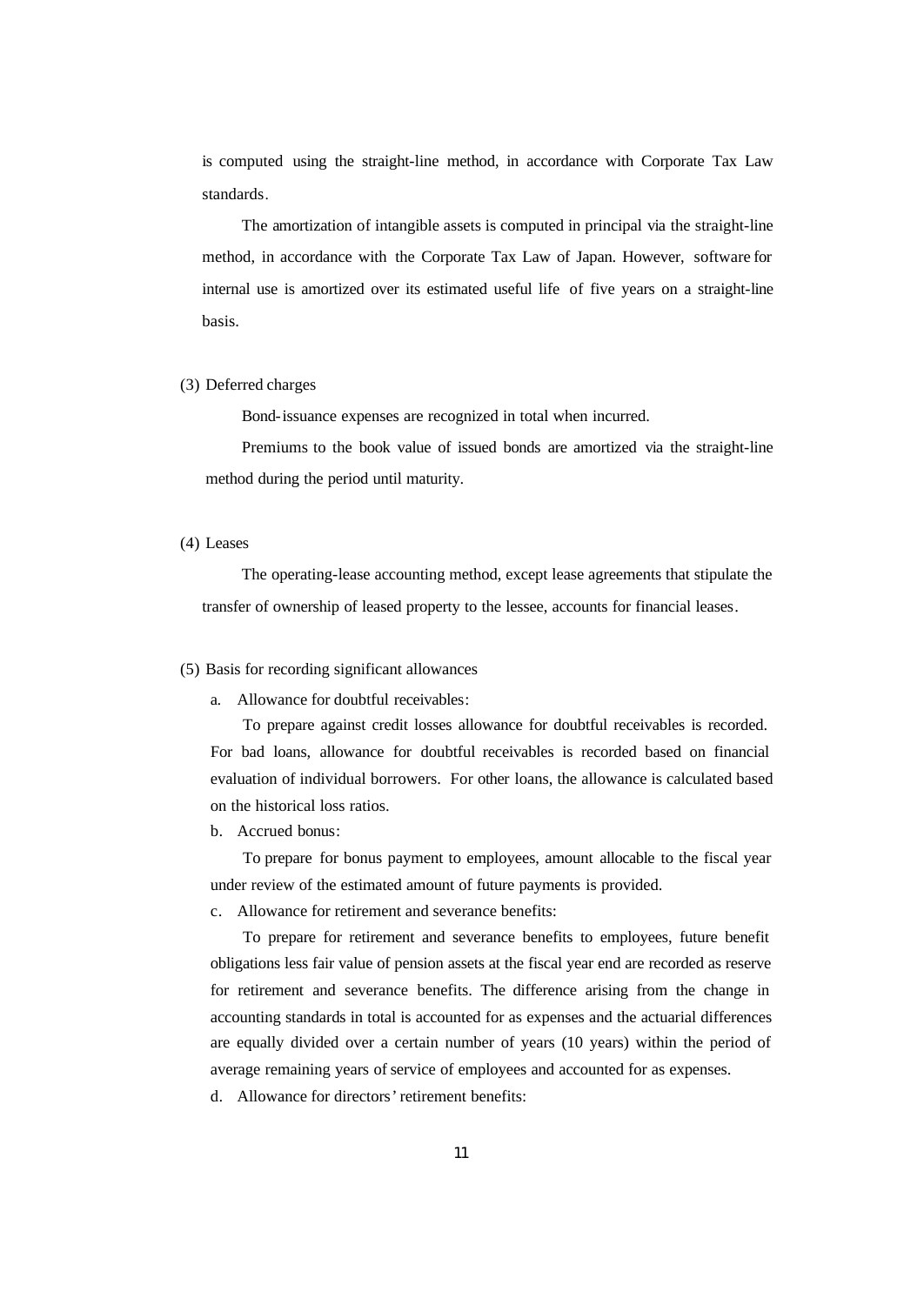is computed using the straight-line method, in accordance with Corporate Tax Law standards.

The amortization of intangible assets is computed in principal via the straight-line method, in accordance with the Corporate Tax Law of Japan. However, software for internal use is amortized over its estimated useful life of five years on a straight-line basis.

(3) Deferred charges

Bond-issuance expenses are recognized in total when incurred.

Premiums to the book value of issued bonds are amortized via the straight-line method during the period until maturity.

(4) Leases

The operating-lease accounting method, except lease agreements that stipulate the transfer of ownership of leased property to the lessee, accounts for financial leases.

(5) Basis for recording significant allowances

a. Allowance for doubtful receivables:

To prepare against credit losses allowance for doubtful receivables is recorded. For bad loans, allowance for doubtful receivables is recorded based on financial evaluation of individual borrowers. For other loans, the allowance is calculated based on the historical loss ratios.

b. Accrued bonus:

To prepare for bonus payment to employees, amount allocable to the fiscal year under review of the estimated amount of future payments is provided.

c. Allowance for retirement and severance benefits:

To prepare for retirement and severance benefits to employees, future benefit obligations less fair value of pension assets at the fiscal year end are recorded as reserve for retirement and severance benefits. The difference arising from the change in accounting standards in total is accounted for as expenses and the actuarial differences are equally divided over a certain number of years (10 years) within the period of average remaining years of service of employees and accounted for as expenses.

d. Allowance for directors' retirement benefits: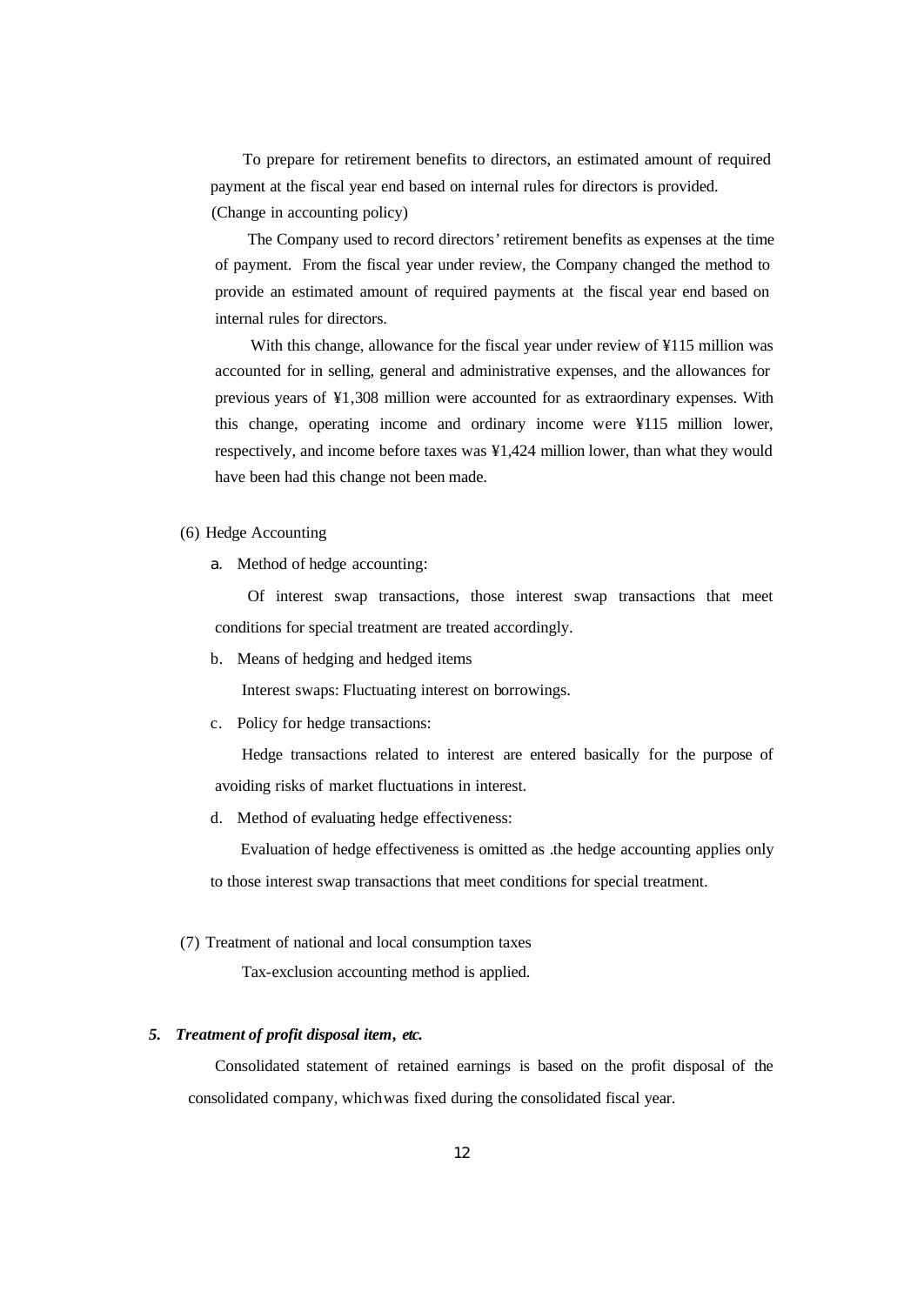To prepare for retirement benefits to directors, an estimated amount of required payment at the fiscal year end based on internal rules for directors is provided.

(Change in accounting policy)

The Company used to record directors' retirement benefits as expenses at the time of payment. From the fiscal year under review, the Company changed the method to provide an estimated amount of required payments at the fiscal year end based on internal rules for directors.

With this change, allowance for the fiscal year under review of ¥115 million was accounted for in selling, general and administrative expenses, and the allowances for previous years of ¥1,308 million were accounted for as extraordinary expenses. With this change, operating income and ordinary income were ¥115 million lower, respectively, and income before taxes was ¥1,424 million lower, than what they would have been had this change not been made.

(6) Hedge Accounting

a. Method of hedge accounting:

Of interest swap transactions, those interest swap transactions that meet conditions for special treatment are treated accordingly.

b. Means of hedging and hedged items

Interest swaps: Fluctuating interest on borrowings.

c. Policy for hedge transactions:

Hedge transactions related to interest are entered basically for the purpose of avoiding risks of market fluctuations in interest.

d. Method of evaluating hedge effectiveness:

Evaluation of hedge effectiveness is omitted as .the hedge accounting applies only to those interest swap transactions that meet conditions for special treatment.

(7) Treatment of national and local consumption taxes

Tax-exclusion accounting method is applied.

## *5. Treatment of profit disposal item, etc.*

Consolidated statement of retained earnings is based on the profit disposal of the consolidated company, which was fixed during the consolidated fiscal year.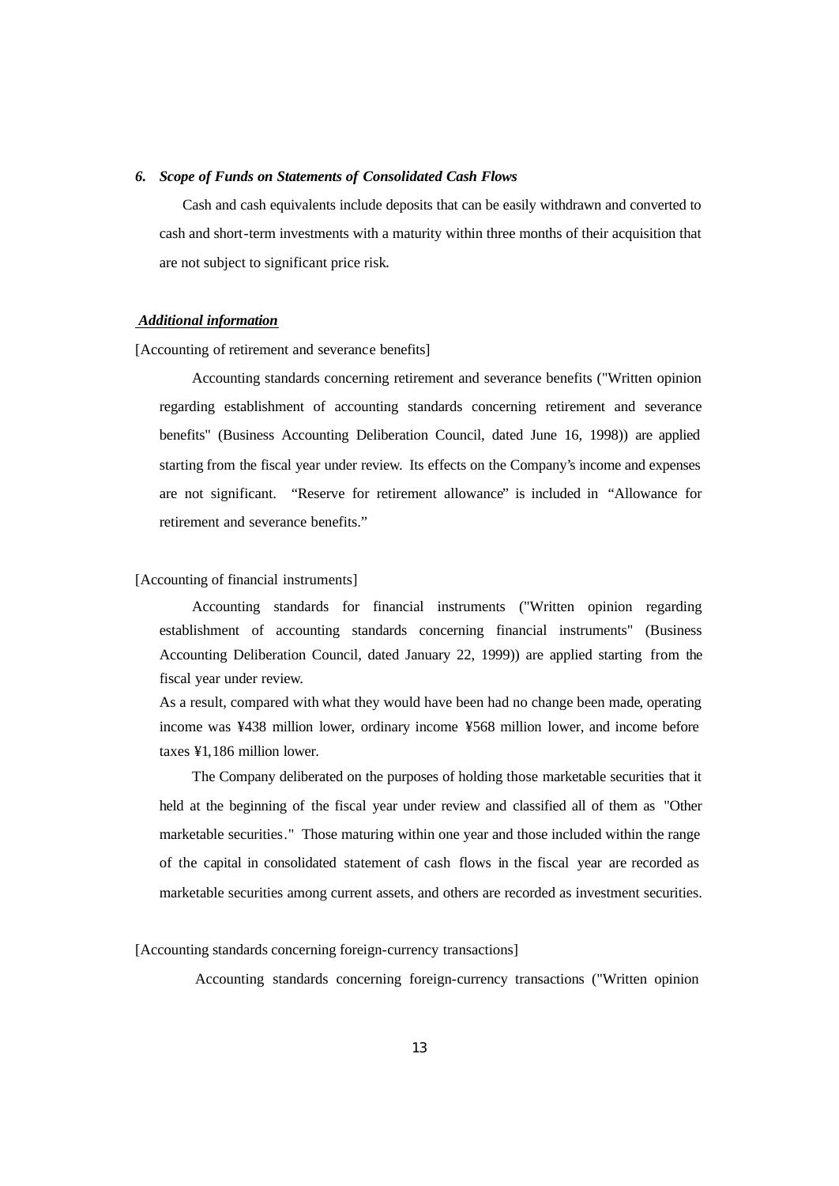### *6. Scope of Funds on Statements of Consolidated Cash Flows*

Cash and cash equivalents include deposits that can be easily withdrawn and converted to cash and short-term investments with a maturity within three months of their acquisition that are not subject to significant price risk.

***Additional information***

[Accounting of retirement and severance benefits]

Accounting standards concerning retirement and severance benefits ("Written opinion regarding establishment of accounting standards concerning retirement and severance benefits" (Business Accounting Deliberation Council, dated June 16, 1998)) are applied starting from the fiscal year under review. Its effects on the Company's income and expenses are not significant. "Reserve for retirement allowance" is included in "Allowance for retirement and severance benefits."

[Accounting of financial instruments]

Accounting standards for financial instruments ("Written opinion regarding establishment of accounting standards concerning financial instruments" (Business Accounting Deliberation Council, dated January 22, 1999)) are applied starting from the fiscal year under review.

As a result, compared with what they would have been had no change been made, operating income was ¥438 million lower, ordinary income ¥568 million lower, and income before taxes ¥1,186 million lower.

The Company deliberated on the purposes of holding those marketable securities that it held at the beginning of the fiscal year under review and classified all of them as "Other marketable securities." Those maturing within one year and those included within the range of the capital in consolidated statement of cash flows in the fiscal year are recorded as marketable securities among current assets, and others are recorded as investment securities.

[Accounting standards concerning foreign-currency transactions]

Accounting standards concerning foreign-currency transactions ("Written opinion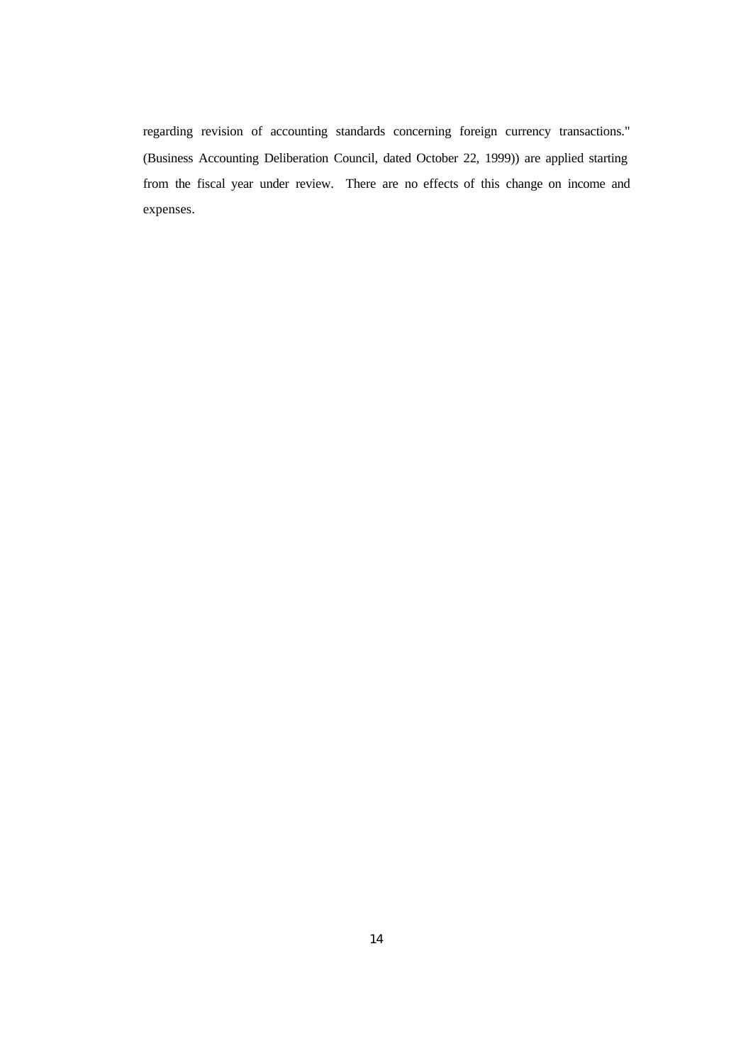regarding revision of accounting standards concerning foreign currency transactions." (Business Accounting Deliberation Council, dated October 22, 1999)) are applied starting from the fiscal year under review. There are no effects of this change on income and expenses.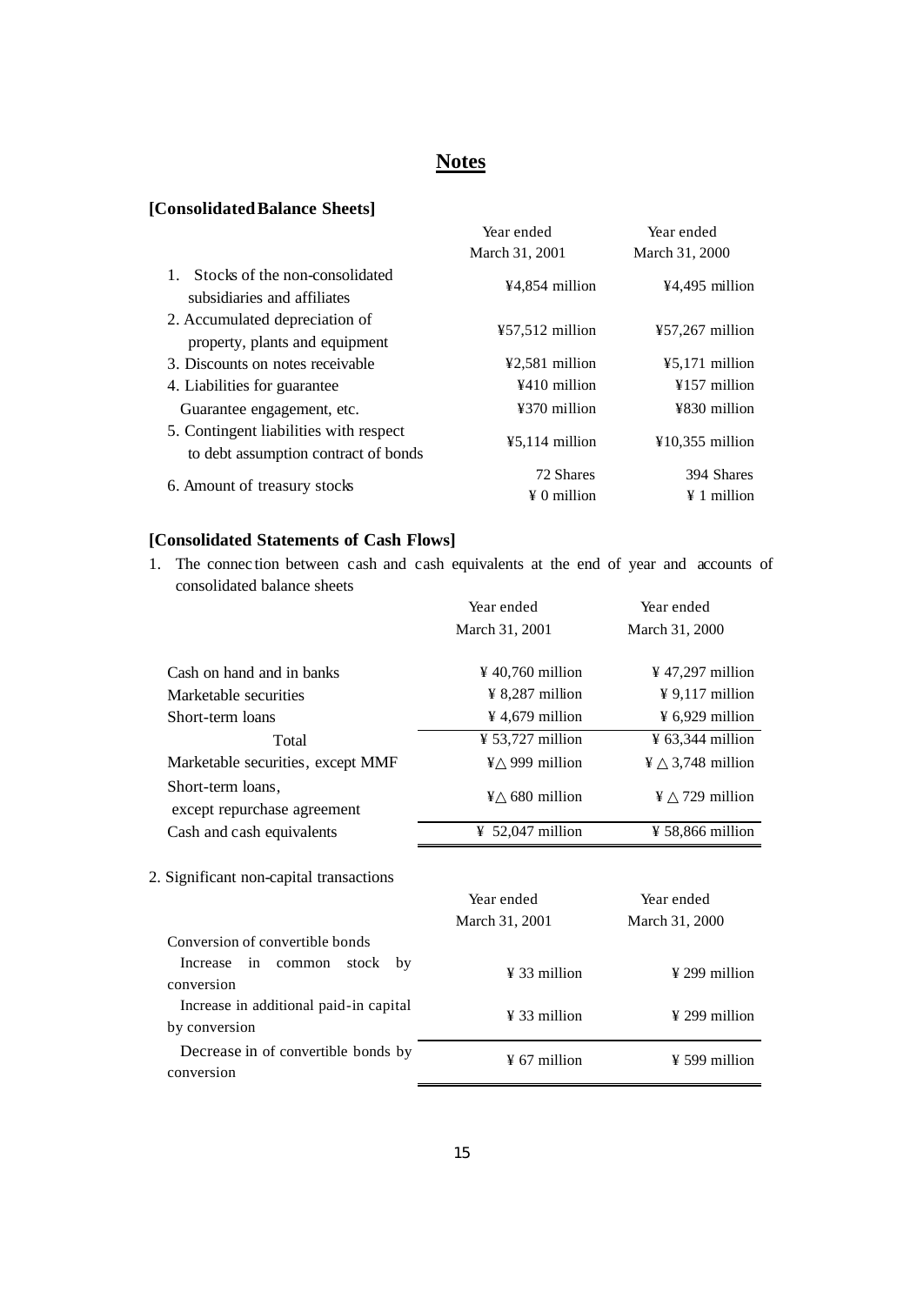# Notes

### [Consolidated Balance Sheets]

| | Year ended March 31, 2001 | Year ended March 31, 2000 |
|---|---|---|
| 1. Stocks of the non-consolidated subsidiaries and affiliates | ¥4,854 million | ¥4,495 million |
| 2. Accumulated depreciation of property, plants and equipment | ¥57,512 million | ¥57,267 million |
| 3. Discounts on notes receivable | ¥2,581 million | ¥5,171 million |
| 4. Liabilities for guarantee | ¥410 million | ¥157 million |
| Guarantee engagement, etc. | ¥370 million | ¥830 million |
| 5. Contingent liabilities with respect to debt assumption contract of bonds | ¥5,114 million | ¥10,355 million |
| 6. Amount of treasury stocks | 72 Shares<br>¥ 0 million | 394 Shares<br>¥ 1 million |

### [Consolidated Statements of Cash Flows]

1. The connection between cash and cash equivalents at the end of year and accounts of consolidated balance sheets

| | Year ended March 31, 2001 | Year ended March 31, 2000 |
|---|---|---|
| Cash on hand and in banks | ¥ 40,760 million | ¥ 47,297 million |
| Marketable securities | ¥ 8,287 million | ¥ 9,117 million |
| Short-term loans | ¥ 4,679 million | ¥ 6,929 million |
| Total | ¥ 53,727 million | ¥ 63,344 million |
| Marketable securities, except MMF | ¥△ 999 million | ¥ △ 3,748 million |
| Short-term loans, except repurchase agreement | ¥△ 680 million | ¥ △ 729 million |
| Cash and cash equivalents | ¥ 52,047 million | ¥ 58,866 million |

2. Significant non-capital transactions

| | Year ended March 31, 2001 | Year ended March 31, 2000 |
|---|---|---|
| Conversion of convertible bonds | | |
| Increase in common stock by conversion | ¥ 33 million | ¥ 299 million |
| Increase in additional paid-in capital by conversion | ¥ 33 million | ¥ 299 million |
| Decrease in of convertible bonds by conversion | ¥ 67 million | ¥ 599 million |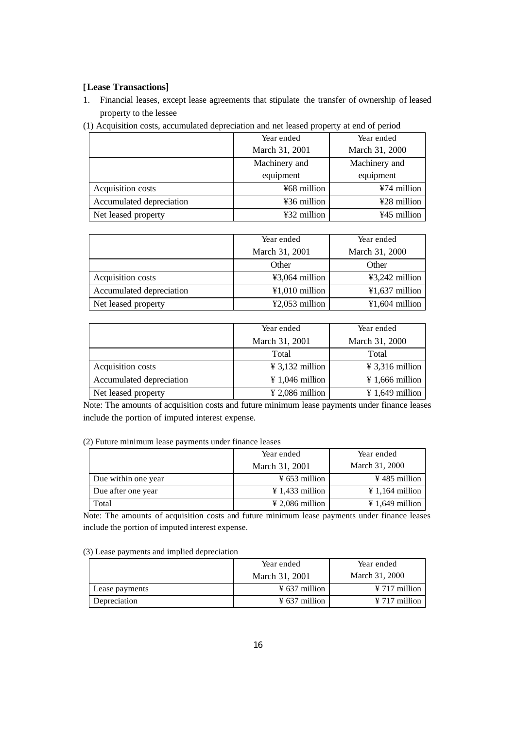**[Lease Transactions]**

1. Financial leases, except lease agreements that stipulate the transfer of ownership of leased property to the lessee

(1) Acquisition costs, accumulated depreciation and net leased property at end of period

| | Year ended March 31, 2001 | Year ended March 31, 2000 |
|---|---|---|
| | Machinery and equipment | Machinery and equipment |
| Acquisition costs | ¥68 million | ¥74 million |
| Accumulated depreciation | ¥36 million | ¥28 million |
| Net leased property | ¥32 million | ¥45 million |

| | Year ended March 31, 2001 | Year ended March 31, 2000 |
|---|---|---|
| | Other | Other |
| Acquisition costs | ¥3,064 million | ¥3,242 million |
| Accumulated depreciation | ¥1,010 million | ¥1,637 million |
| Net leased property | ¥2,053 million | ¥1,604 million |

| | Year ended March 31, 2001 | Year ended March 31, 2000 |
|---|---|---|
| | Total | Total |
| Acquisition costs | ¥ 3,132 million | ¥ 3,316 million |
| Accumulated depreciation | ¥ 1,046 million | ¥ 1,666 million |
| Net leased property | ¥ 2,086 million | ¥ 1,649 million |

Note: The amounts of acquisition costs and future minimum lease payments under finance leases include the portion of imputed interest expense.

(2) Future minimum lease payments under finance leases

| | Year ended March 31, 2001 | Year ended March 31, 2000 |
|---|---|---|
| Due within one year | ¥ 653 million | ¥ 485 million |
| Due after one year | ¥ 1,433 million | ¥ 1,164 million |
| Total | ¥ 2,086 million | ¥ 1,649 million |

Note: The amounts of acquisition costs and future minimum lease payments under finance leases include the portion of imputed interest expense.

(3) Lease payments and implied depreciation

| | Year ended March 31, 2001 | Year ended March 31, 2000 |
|---|---|---|
| Lease payments | ¥ 637 million | ¥ 717 million |
| Depreciation | ¥ 637 million | ¥ 717 million |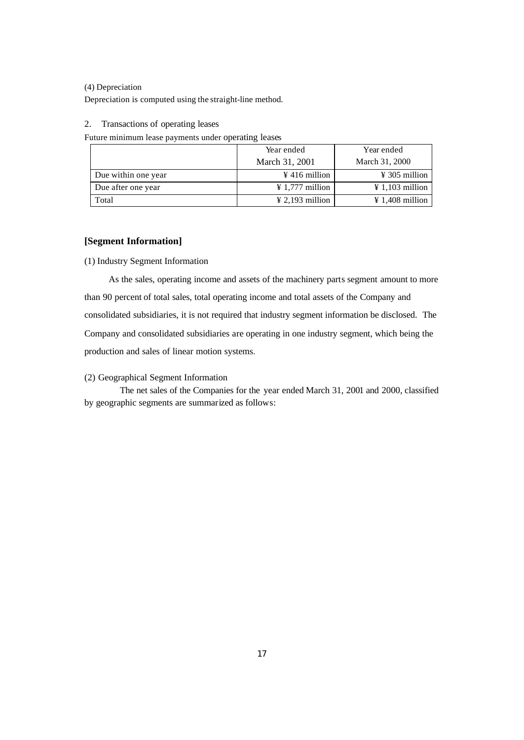(4) Depreciation

Depreciation is computed using the straight-line method.

2. Transactions of operating leases

Future minimum lease payments under operating leases

| | Year ended March 31, 2001 | Year ended March 31, 2000 |
|---|---|---|
| Due within one year | ¥ 416 million | ¥ 305 million |
| Due after one year | ¥ 1,777 million | ¥ 1,103 million |
| Total | ¥ 2,193 million | ¥ 1,408 million |

## [Segment Information]

(1) Industry Segment Information

As the sales, operating income and assets of the machinery parts segment amount to more than 90 percent of total sales, total operating income and total assets of the Company and consolidated subsidiaries, it is not required that industry segment information be disclosed. The Company and consolidated subsidiaries are operating in one industry segment, which being the production and sales of linear motion systems.

(2) Geographical Segment Information

The net sales of the Companies for the year ended March 31, 2001 and 2000, classified by geographic segments are summarized as follows: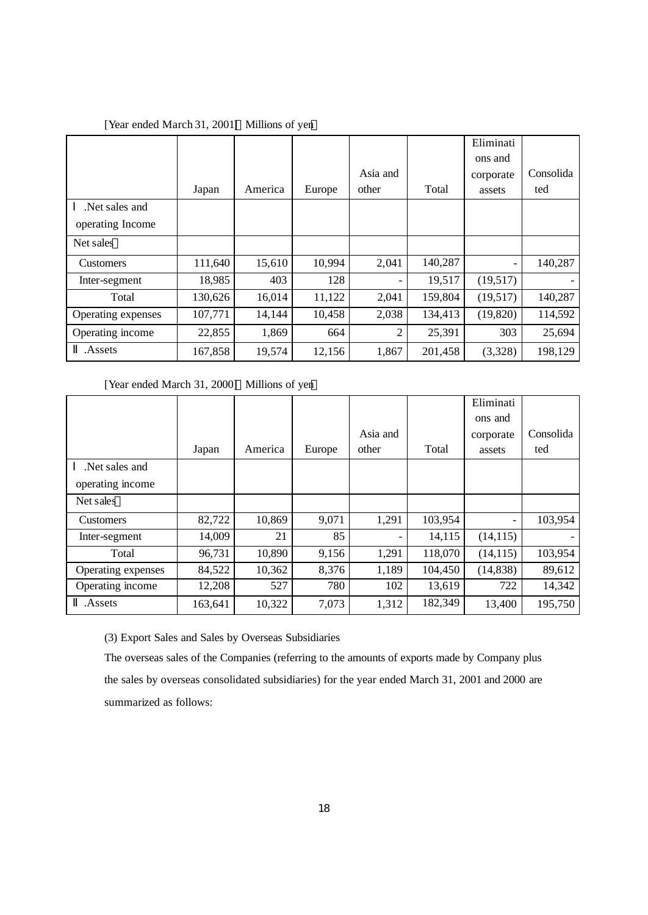[Year ended March 31, 2001] Millions of yen

| | Japan | America | Europe | Asia and other | Total | Eliminations and corporate assets | Consolidated |
|---|---|---|---|---|---|---|---|
| Ⅰ.Net sales and operating Income | | | | | | | |
| Net sales | | | | | | | |
| Customers | 111,640 | 15,610 | 10,994 | 2,041 | 140,287 | - | 140,287 |
| Inter-segment | 18,985 | 403 | 128 | - | 19,517 | (19,517) | - |
| Total | 130,626 | 16,014 | 11,122 | 2,041 | 159,804 | (19,517) | 140,287 |
| Operating expenses | 107,771 | 14,144 | 10,458 | 2,038 | 134,413 | (19,820) | 114,592 |
| Operating income | 22,855 | 1,869 | 664 | 2 | 25,391 | 303 | 25,694 |
| Ⅱ.Assets | 167,858 | 19,574 | 12,156 | 1,867 | 201,458 | (3,328) | 198,129 |

[Year ended March 31, 2000] Millions of yen

| | Japan | America | Europe | Asia and other | Total | Eliminations and corporate assets | Consolidated |
|---|---|---|---|---|---|---|---|
| Ⅰ.Net sales and operating income | | | | | | | |
| Net sales | | | | | | | |
| Customers | 82,722 | 10,869 | 9,071 | 1,291 | 103,954 | - | 103,954 |
| Inter-segment | 14,009 | 21 | 85 | - | 14,115 | (14,115) | - |
| Total | 96,731 | 10,890 | 9,156 | 1,291 | 118,070 | (14,115) | 103,954 |
| Operating expenses | 84,522 | 10,362 | 8,376 | 1,189 | 104,450 | (14,838) | 89,612 |
| Operating income | 12,208 | 527 | 780 | 102 | 13,619 | 722 | 14,342 |
| Ⅱ.Assets | 163,641 | 10,322 | 7,073 | 1,312 | 182,349 | 13,400 | 195,750 |

(3) Export Sales and Sales by Overseas Subsidiaries

The overseas sales of the Companies (referring to the amounts of exports made by Company plus the sales by overseas consolidated subsidiaries) for the year ended March 31, 2001 and 2000 are summarized as follows: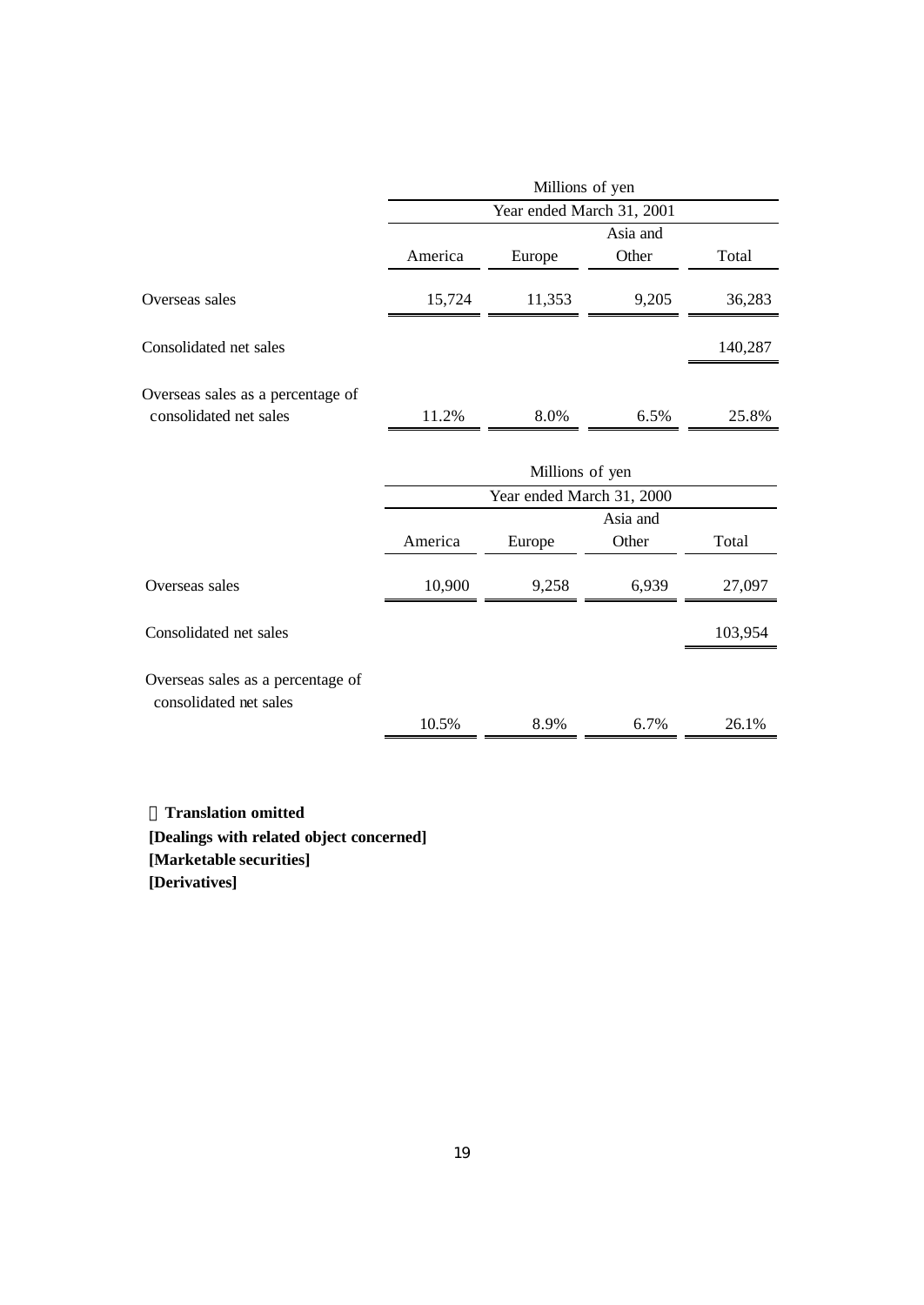| | Millions of yen | | | |
|---|---|---|---|---|
| | Year ended March 31, 2001 | | | |
| | America | Europe | Asia and Other | Total |
| Overseas sales | 15,724 | 11,353 | 9,205 | 36,283 |
| Consolidated net sales | | | | 140,287 |
| Overseas sales as a percentage of consolidated net sales | 11.2% | 8.0% | 6.5% | 25.8% |

| | Millions of yen | | | |
|---|---|---|---|---|
| | Year ended March 31, 2000 | | | |
| | America | Europe | Asia and Other | Total |
| Overseas sales | 10,900 | 9,258 | 6,939 | 27,097 |
| Consolidated net sales | | | | 103,954 |
| Overseas sales as a percentage of consolidated net sales | 10.5% | 8.9% | 6.7% | 26.1% |

**Translation omitted**
**[Dealings with related object concerned]**
**[Marketable securities]**
**[Derivatives]**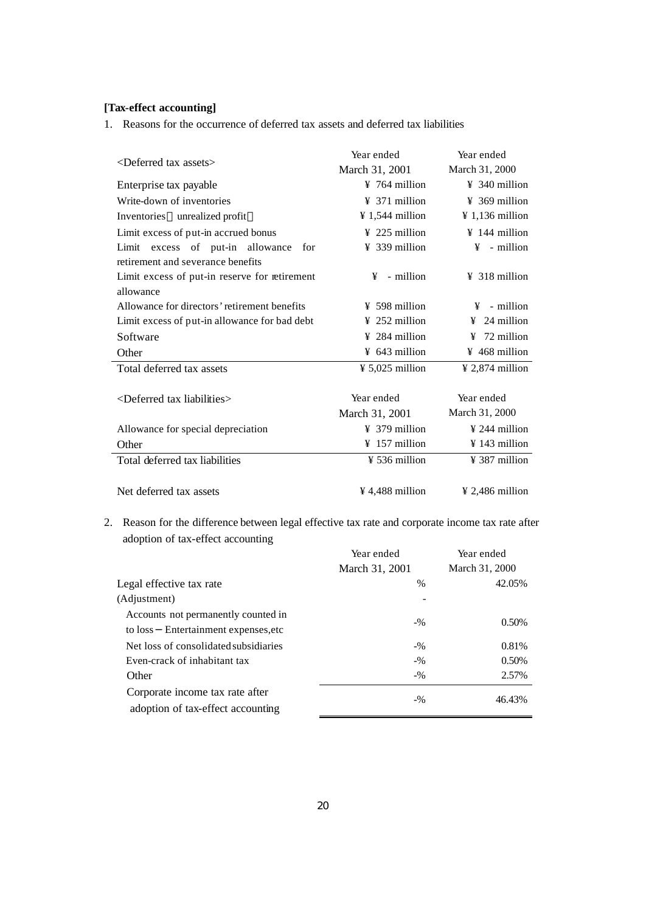**[Tax-effect accounting]**

1. Reasons for the occurrence of deferred tax assets and deferred tax liabilities

| <Deferred tax assets> | Year ended March 31, 2001 | Year ended March 31, 2000 |
|---|---|---|
| Enterprise tax payable | ¥ 764 million | ¥ 340 million |
| Write-down of inventories | ¥ 371 million | ¥ 369 million |
| Inventories（unrealized profit） | ¥ 1,544 million | ¥ 1,136 million |
| Limit excess of put-in accrued bonus | ¥ 225 million | ¥ 144 million |
| Limit excess of put-in allowance for retirement and severance benefits | ¥ 339 million | ¥ - million |
| Limit excess of put-in reserve for retirement allowance | ¥ - million | ¥ 318 million |
| Allowance for directors' retirement benefits | ¥ 598 million | ¥ - million |
| Limit excess of put-in allowance for bad debt | ¥ 252 million | ¥ 24 million |
| Software | ¥ 284 million | ¥ 72 million |
| Other | ¥ 643 million | ¥ 468 million |
| Total deferred tax assets | ¥ 5,025 million | ¥ 2,874 million |

| <Deferred tax liabilities> | Year ended March 31, 2001 | Year ended March 31, 2000 |
|---|---|---|
| Allowance for special depreciation | ¥ 379 million | ¥ 244 million |
| Other | ¥ 157 million | ¥ 143 million |
| Total deferred tax liabilities | ¥ 536 million | ¥ 387 million |
| | | |
| Net deferred tax assets | ¥ 4,488 million | ¥ 2,486 million |

2. Reason for the difference between legal effective tax rate and corporate income tax rate after adoption of tax-effect accounting

| | Year ended March 31, 2001 | Year ended March 31, 2000 |
|---|---|---|
| Legal effective tax rate | % | 42.05% |
| (Adjustment) | - | |
| Accounts not permanently counted in to loss－Entertainment expenses,etc | -% | 0.50% |
| Net loss of consolidated subsidiaries | -% | 0.81% |
| Even-crack of inhabitant tax | -% | 0.50% |
| Other | -% | 2.57% |
| Corporate income tax rate after adoption of tax-effect accounting | -% | 46.43% |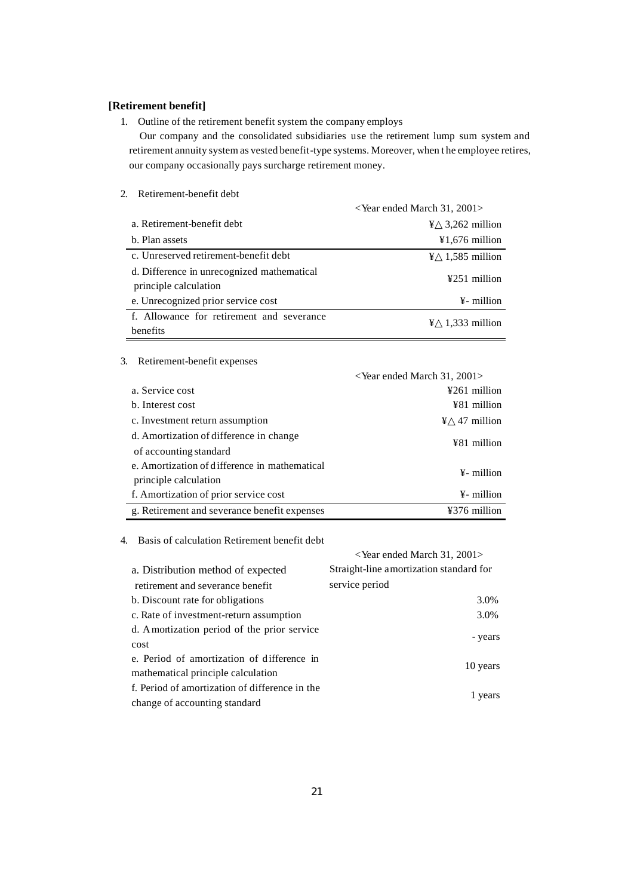**[Retirement benefit]**

1. Outline of the retirement benefit system the company employs

   Our company and the consolidated subsidiaries use the retirement lump sum system and retirement annuity system as vested benefit-type systems. Moreover, when the employee retires, our company occasionally pays surcharge retirement money.

2. Retirement-benefit debt

| | <Year ended March 31, 2001> |
|---|---|
| a. Retirement-benefit debt | ¥△ 3,262 million |
| b. Plan assets | ¥1,676 million |
| c. Unreserved retirement-benefit debt | ¥△ 1,585 million |
| d. Difference in unrecognized mathematical principle calculation | ¥251 million |
| e. Unrecognized prior service cost | ¥- million |
| f. Allowance for retirement and severance benefits | ¥△ 1,333 million |

3. Retirement-benefit expenses

| | <Year ended March 31, 2001> |
|---|---|
| a. Service cost | ¥261 million |
| b. Interest cost | ¥81 million |
| c. Investment return assumption | ¥△ 47 million |
| d. Amortization of difference in change of accounting standard | ¥81 million |
| e. Amortization of difference in mathematical principle calculation | ¥- million |
| f. Amortization of prior service cost | ¥- million |
| g. Retirement and severance benefit expenses | ¥376 million |

4. Basis of calculation Retirement benefit debt

| | <Year ended March 31, 2001> |
|---|---|
| a. Distribution method of expected retirement and severance benefit | Straight-line amortization standard for service period |
| b. Discount rate for obligations | 3.0% |
| c. Rate of investment-return assumption | 3.0% |
| d. Amortization period of the prior service cost | - years |
| e. Period of amortization of difference in mathematical principle calculation | 10 years |
| f. Period of amortization of difference in the change of accounting standard | 1 years |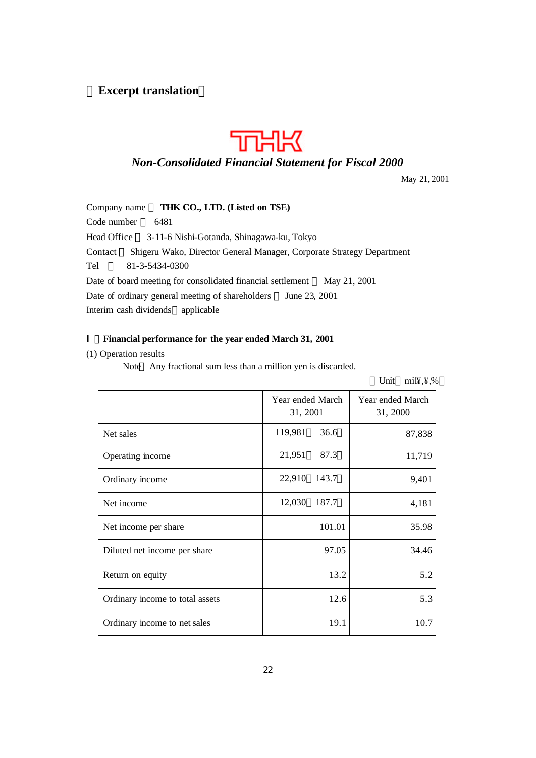**Excerpt translation**

THK

***Non-Consolidated Financial Statement for Fiscal 2000***

May 21, 2001

Company name : **THK CO., LTD. (Listed on TSE)**
Code number : 6481
Head Office : 3-11-6 Nishi-Gotanda, Shinagawa-ku, Tokyo
Contact : Shigeru Wako, Director General Manager, Corporate Strategy Department
Tel : 81-3-5434-0300
Date of board meeting for consolidated financial settlement : May 21, 2001
Date of ordinary general meeting of shareholders : June 23, 2001
Interim cash dividends : applicable

**I Financial performance for the year ended March 31, 2001**

(1) Operation results

Note: Any fractional sum less than a million yen is discarded.

(Unit: mil¥,¥,%)

| | Year ended March 31, 2001 | Year ended March 31, 2000 |
|---|---|---|
| Net sales | 119,981 (36.6) | 87,838 |
| Operating income | 21,951 (87.3) | 11,719 |
| Ordinary income | 22,910 (143.7) | 9,401 |
| Net income | 12,030 (187.7) | 4,181 |
| Net income per share | 101.01 | 35.98 |
| Diluted net income per share | 97.05 | 34.46 |
| Return on equity | 13.2 | 5.2 |
| Ordinary income to total assets | 12.6 | 5.3 |
| Ordinary income to net sales | 19.1 | 10.7 |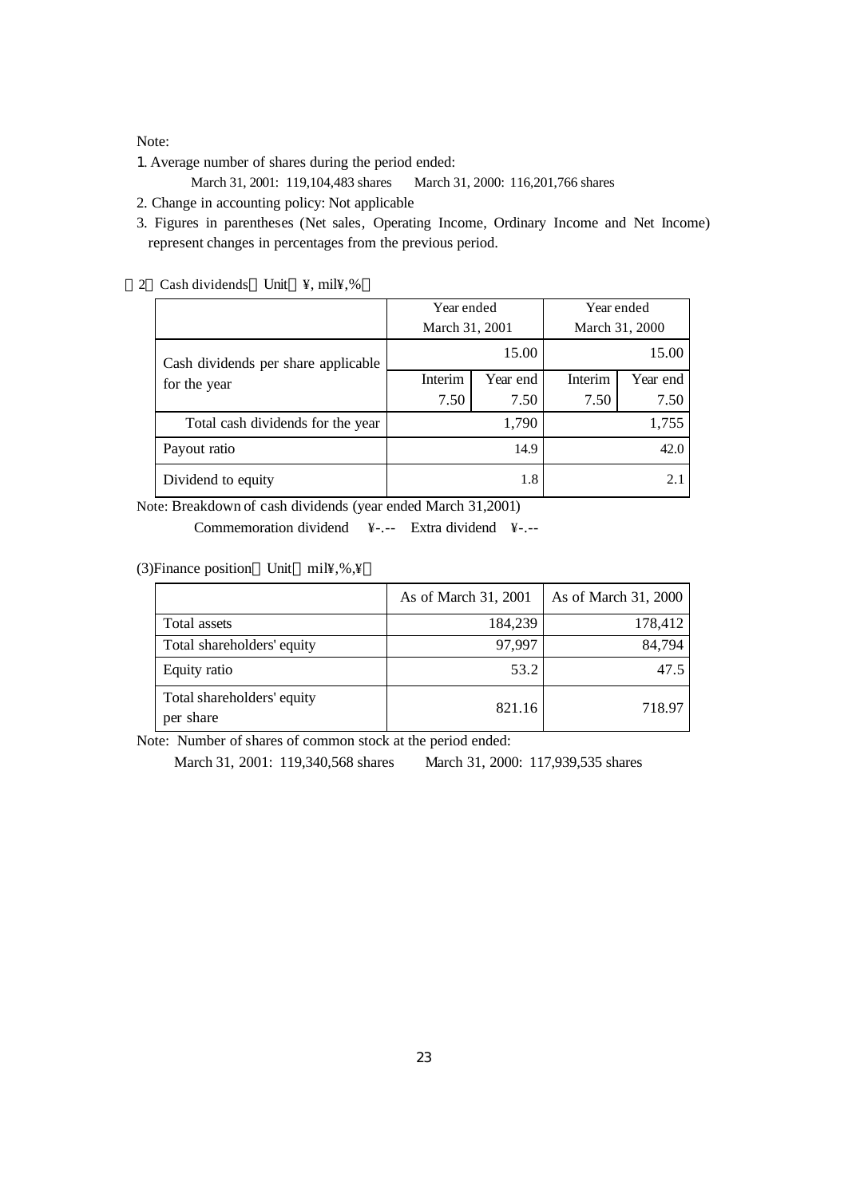Note:

1. Average number of shares during the period ended:

   March 31, 2001: 119,104,483 shares　　March 31, 2000: 116,201,766 shares

2. Change in accounting policy: Not applicable
3. Figures in parentheses (Net sales, Operating Income, Ordinary Income and Net Income) represent changes in percentages from the previous period.

(2) Cash dividends (Unit: ¥, mil¥,%)

| | Year ended March 31, 2001 | | Year ended March 31, 2000 | |
|---|---|---|---|---|
| Cash dividends per share applicable for the year | 15.00 | | 15.00 | |
| | Interim | Year end | Interim | Year end |
| | 7.50 | 7.50 | 7.50 | 7.50 |
| Total cash dividends for the year | 1,790 | | 1,755 | |
| Payout ratio | 14.9 | | 42.0 | |
| Dividend to equity | 1.8 | | 2.1 | |

Note: Breakdown of cash dividends (year ended March 31,2001)

Commemoration dividend　¥-.--　Extra dividend　¥-.--

(3)Finance position (Unit: mil¥,%,¥)

| | As of March 31, 2001 | As of March 31, 2000 |
|---|---|---|
| Total assets | 184,239 | 178,412 |
| Total shareholders' equity | 97,997 | 84,794 |
| Equity ratio | 53.2 | 47.5 |
| Total shareholders' equity per share | 821.16 | 718.97 |

Note: Number of shares of common stock at the period ended:

March 31, 2001: 119,340,568 shares　　March 31, 2000: 117,939,535 shares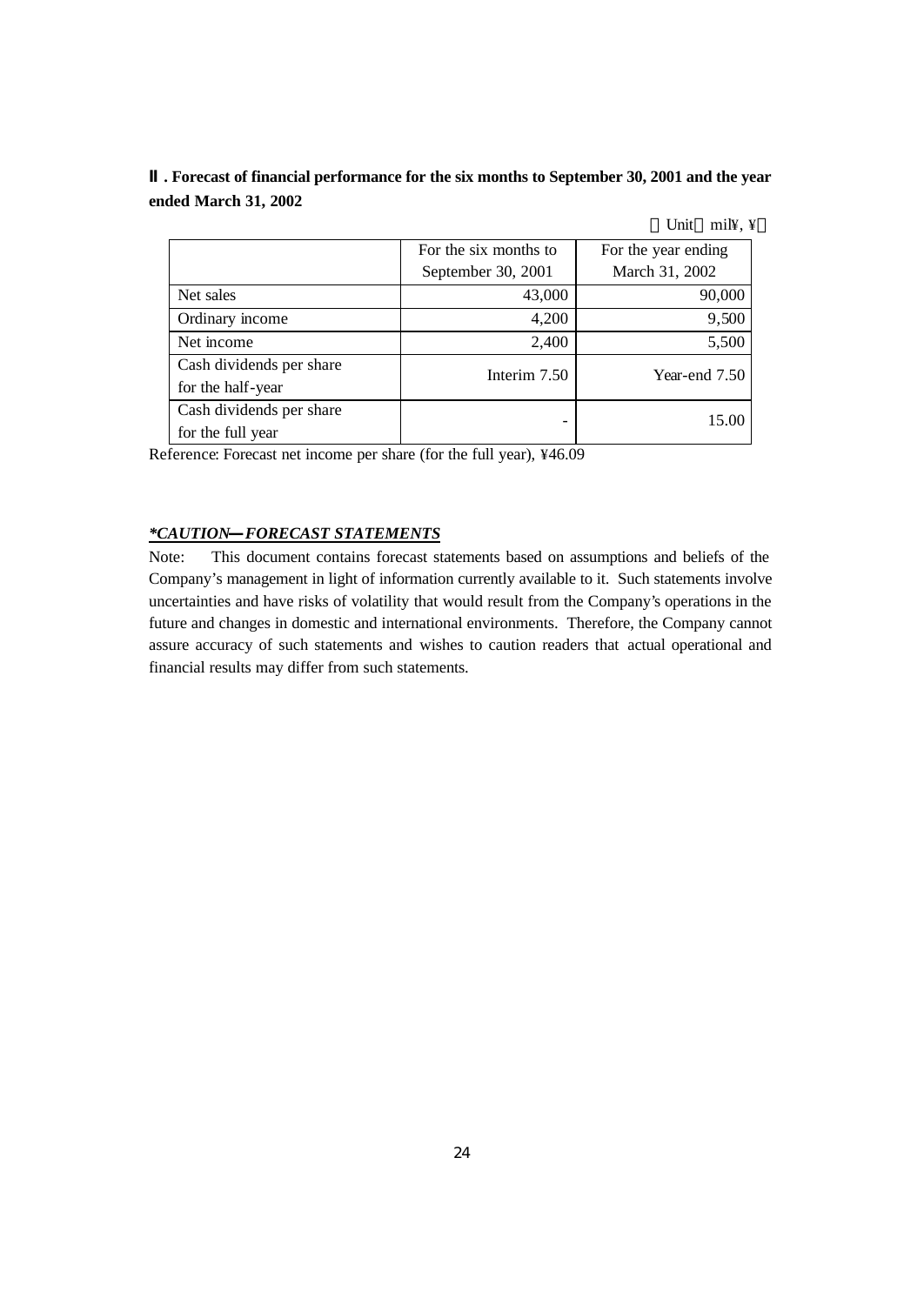## Ⅱ. Forecast of financial performance for the six months to September 30, 2001 and the year ended March 31, 2002

（Unit：mil¥, ¥）

| | For the six months to September 30, 2001 | For the year ending March 31, 2002 |
|---|---|---|
| Net sales | 43,000 | 90,000 |
| Ordinary income | 4,200 | 9,500 |
| Net income | 2,400 | 5,500 |
| Cash dividends per share for the half-year | Interim 7.50 | Year-end 7.50 |
| Cash dividends per share for the full year | - | 15.00 |

Reference: Forecast net income per share (for the full year), ¥46.09

***CAUTION—FORECAST STATEMENTS***

Note: This document contains forecast statements based on assumptions and beliefs of the Company's management in light of information currently available to it. Such statements involve uncertainties and have risks of volatility that would result from the Company's operations in the future and changes in domestic and international environments. Therefore, the Company cannot assure accuracy of such statements and wishes to caution readers that actual operational and financial results may differ from such statements.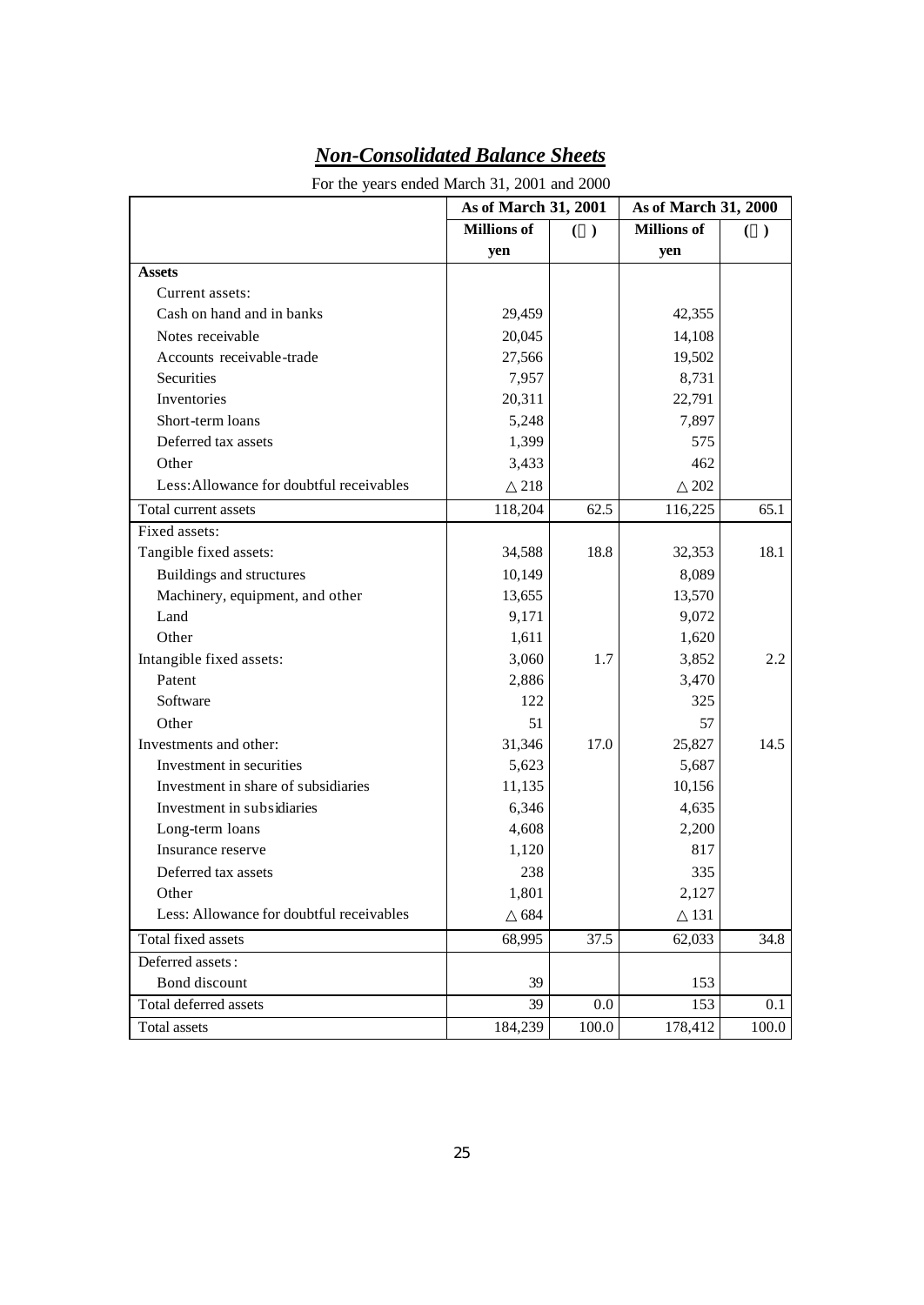## ***Non-Consolidated Balance Sheets***

For the years ended March 31, 2001 and 2000

| | As of March 31, 2001 | | As of March 31, 2000 | |
|---|---|---|---|---|
| | Millions of yen | ( ) | Millions of yen | ( ) |
| **Assets** | | | | |
| Current assets: | | | | |
| Cash on hand and in banks | 29,459 | | 42,355 | |
| Notes receivable | 20,045 | | 14,108 | |
| Accounts receivable-trade | 27,566 | | 19,502 | |
| Securities | 7,957 | | 8,731 | |
| Inventories | 20,311 | | 22,791 | |
| Short-term loans | 5,248 | | 7,897 | |
| Deferred tax assets | 1,399 | | 575 | |
| Other | 3,433 | | 462 | |
| Less:Allowance for doubtful receivables | △218 | | △202 | |
| Total current assets | 118,204 | 62.5 | 116,225 | 65.1 |
| Fixed assets: | | | | |
| Tangible fixed assets: | 34,588 | 18.8 | 32,353 | 18.1 |
| Buildings and structures | 10,149 | | 8,089 | |
| Machinery, equipment, and other | 13,655 | | 13,570 | |
| Land | 9,171 | | 9,072 | |
| Other | 1,611 | | 1,620 | |
| Intangible fixed assets: | 3,060 | 1.7 | 3,852 | 2.2 |
| Patent | 2,886 | | 3,470 | |
| Software | 122 | | 325 | |
| Other | 51 | | 57 | |
| Investments and other: | 31,346 | 17.0 | 25,827 | 14.5 |
| Investment in securities | 5,623 | | 5,687 | |
| Investment in share of subsidiaries | 11,135 | | 10,156 | |
| Investment in subsidiaries | 6,346 | | 4,635 | |
| Long-term loans | 4,608 | | 2,200 | |
| Insurance reserve | 1,120 | | 817 | |
| Deferred tax assets | 238 | | 335 | |
| Other | 1,801 | | 2,127 | |
| Less: Allowance for doubtful receivables | △684 | | △131 | |
| Total fixed assets | 68,995 | 37.5 | 62,033 | 34.8 |
| Deferred assets: | | | | |
| Bond discount | 39 | | 153 | |
| Total deferred assets | 39 | 0.0 | 153 | 0.1 |
| Total assets | 184,239 | 100.0 | 178,412 | 100.0 |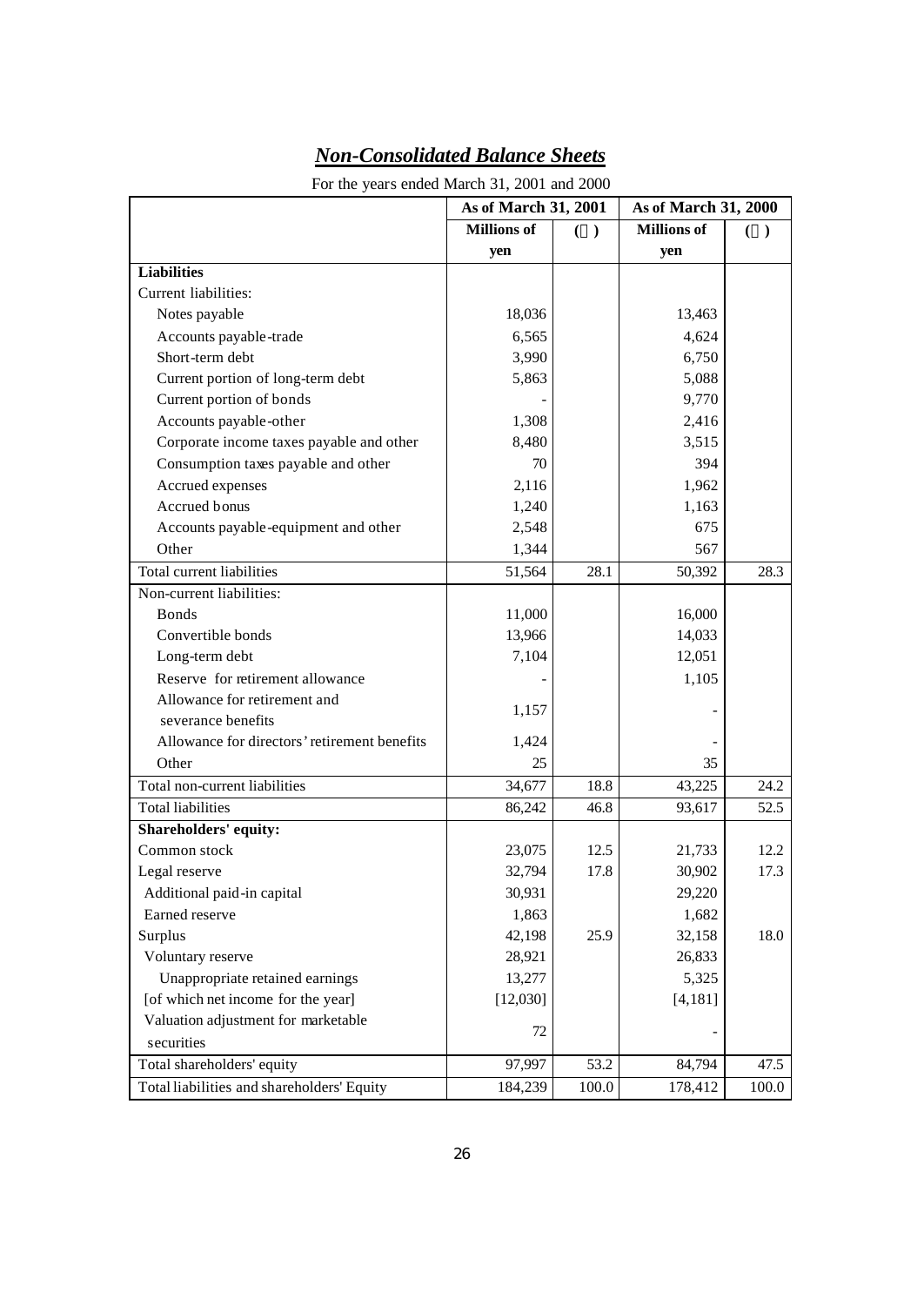# ***Non-Consolidated Balance Sheets***

For the years ended March 31, 2001 and 2000

| | As of March 31, 2001 | | As of March 31, 2000 | |
|---|---|---|---|---|
| | Millions of yen | ( ) | Millions of yen | ( ) |
| **Liabilities** | | | | |
| Current liabilities: | | | | |
| Notes payable | 18,036 | | 13,463 | |
| Accounts payable-trade | 6,565 | | 4,624 | |
| Short-term debt | 3,990 | | 6,750 | |
| Current portion of long-term debt | 5,863 | | 5,088 | |
| Current portion of bonds | - | | 9,770 | |
| Accounts payable-other | 1,308 | | 2,416 | |
| Corporate income taxes payable and other | 8,480 | | 3,515 | |
| Consumption taxes payable and other | 70 | | 394 | |
| Accrued expenses | 2,116 | | 1,962 | |
| Accrued bonus | 1,240 | | 1,163 | |
| Accounts payable-equipment and other | 2,548 | | 675 | |
| Other | 1,344 | | 567 | |
| Total current liabilities | 51,564 | 28.1 | 50,392 | 28.3 |
| Non-current liabilities: | | | | |
| Bonds | 11,000 | | 16,000 | |
| Convertible bonds | 13,966 | | 14,033 | |
| Long-term debt | 7,104 | | 12,051 | |
| Reserve for retirement allowance | - | | 1,105 | |
| Allowance for retirement and severance benefits | 1,157 | | - | |
| Allowance for directors' retirement benefits | 1,424 | | - | |
| Other | 25 | | 35 | |
| Total non-current liabilities | 34,677 | 18.8 | 43,225 | 24.2 |
| Total liabilities | 86,242 | 46.8 | 93,617 | 52.5 |
| **Shareholders' equity:** | | | | |
| Common stock | 23,075 | 12.5 | 21,733 | 12.2 |
| Legal reserve | 32,794 | 17.8 | 30,902 | 17.3 |
| Additional paid-in capital | 30,931 | | 29,220 | |
| Earned reserve | 1,863 | | 1,682 | |
| Surplus | 42,198 | 25.9 | 32,158 | 18.0 |
| Voluntary reserve | 28,921 | | 26,833 | |
| Unappropriate retained earnings | 13,277 | | 5,325 | |
| [of which net income for the year] | [12,030] | | [4,181] | |
| Valuation adjustment for marketable securities | 72 | | - | |
| Total shareholders' equity | 97,997 | 53.2 | 84,794 | 47.5 |
| Total liabilities and shareholders' Equity | 184,239 | 100.0 | 178,412 | 100.0 |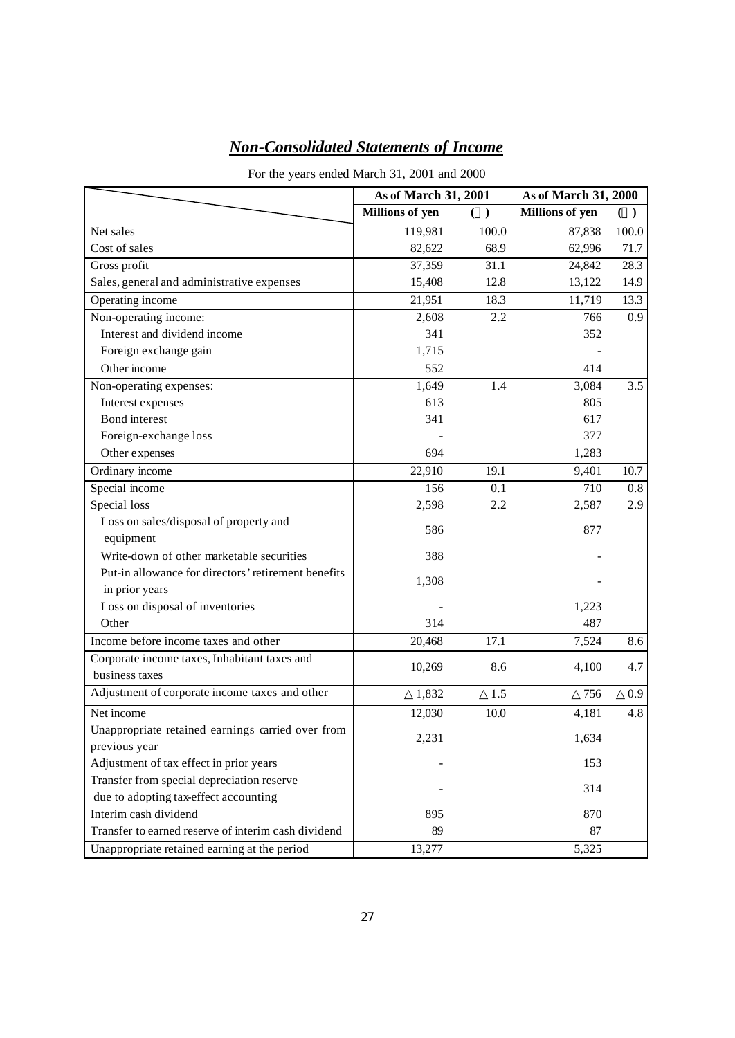## ***Non-Consolidated Statements of Income***

For the years ended March 31, 2001 and 2000

| | As of March 31, 2001 | | As of March 31, 2000 | |
|---|---|---|---|---|
| | Millions of yen | ( ) | Millions of yen | ( ) |
| Net sales | 119,981 | 100.0 | 87,838 | 100.0 |
| Cost of sales | 82,622 | 68.9 | 62,996 | 71.7 |
| Gross profit | 37,359 | 31.1 | 24,842 | 28.3 |
| Sales, general and administrative expenses | 15,408 | 12.8 | 13,122 | 14.9 |
| Operating income | 21,951 | 18.3 | 11,719 | 13.3 |
| Non-operating income: | 2,608 | 2.2 | 766 | 0.9 |
| Interest and dividend income | 341 | | 352 | |
| Foreign exchange gain | 1,715 | | - | |
| Other income | 552 | | 414 | |
| Non-operating expenses: | 1,649 | 1.4 | 3,084 | 3.5 |
| Interest expenses | 613 | | 805 | |
| Bond interest | 341 | | 617 | |
| Foreign-exchange loss | - | | 377 | |
| Other expenses | 694 | | 1,283 | |
| Ordinary income | 22,910 | 19.1 | 9,401 | 10.7 |
| Special income | 156 | 0.1 | 710 | 0.8 |
| Special loss | 2,598 | 2.2 | 2,587 | 2.9 |
| Loss on sales/disposal of property and equipment | 586 | | 877 | |
| Write-down of other marketable securities | 388 | | - | |
| Put-in allowance for directors' retirement benefits in prior years | 1,308 | | - | |
| Loss on disposal of inventories | - | | 1,223 | |
| Other | 314 | | 487 | |
| Income before income taxes and other | 20,468 | 17.1 | 7,524 | 8.6 |
| Corporate income taxes, Inhabitant taxes and business taxes | 10,269 | 8.6 | 4,100 | 4.7 |
| Adjustment of corporate income taxes and other | △1,832 | △1.5 | △756 | △0.9 |
| Net income | 12,030 | 10.0 | 4,181 | 4.8 |
| Unappropriate retained earnings carried over from previous year | 2,231 | | 1,634 | |
| Adjustment of tax effect in prior years | - | | 153 | |
| Transfer from special depreciation reserve due to adopting tax-effect accounting | - | | 314 | |
| Interim cash dividend | 895 | | 870 | |
| Transfer to earned reserve of interim cash dividend | 89 | | 87 | |
| Unappropriate retained earning at the period | 13,277 | | 5,325 | |